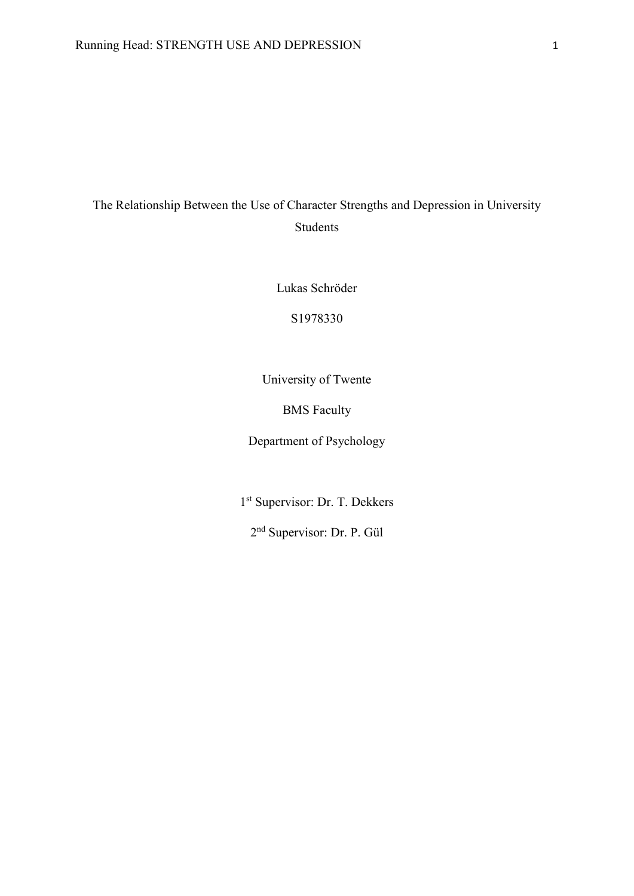# The Relationship Between the Use of Character Strengths and Depression in University Students

Lukas Schröder

S1978330

University of Twente

BMS Faculty

Department of Psychology

1st Supervisor: Dr. T. Dekkers

2nd Supervisor: Dr. P. Gül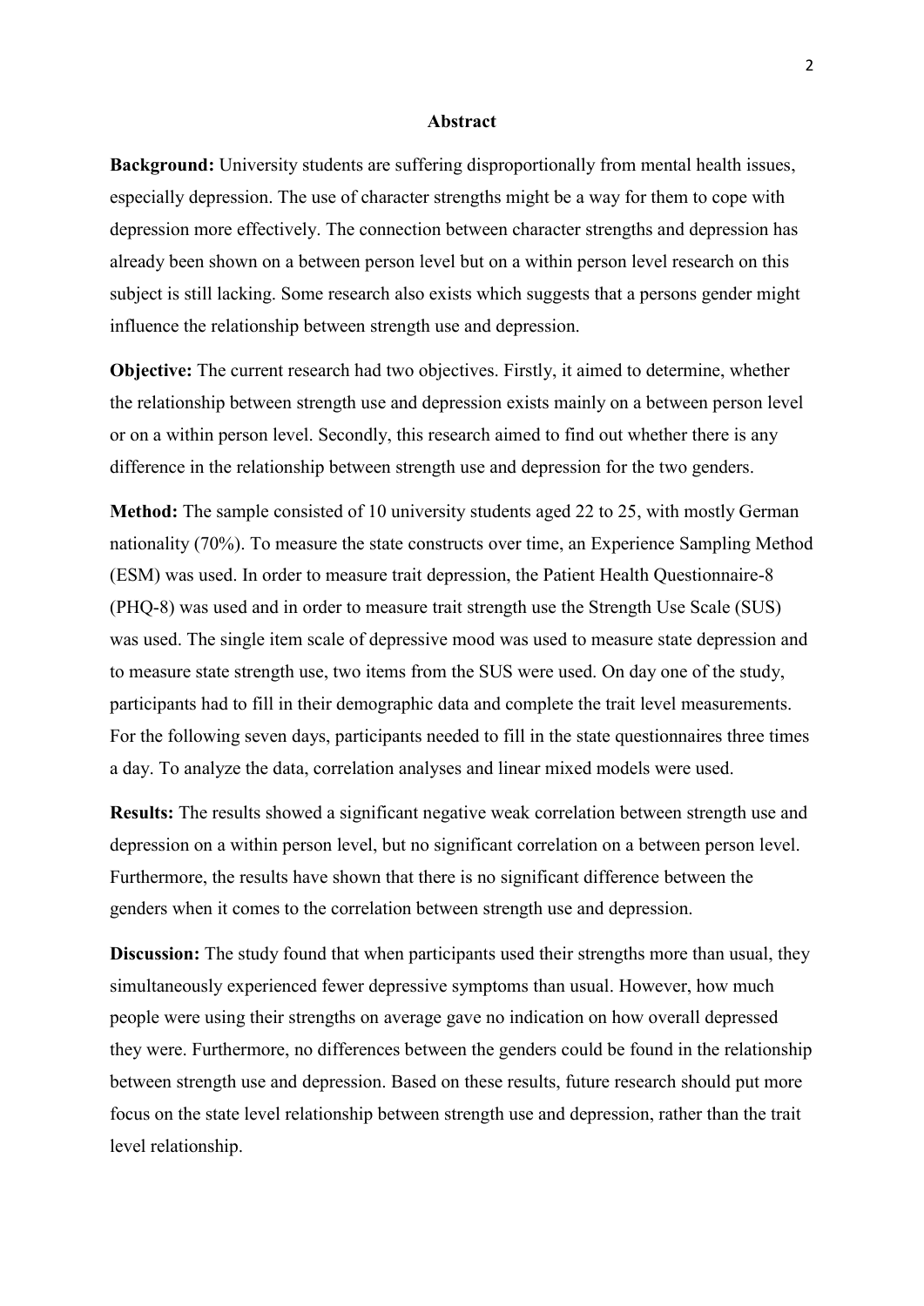# Abstract

**Background:** University students are suffering disproportionally from mental health issues, especially depression. The use of character strengths might be a way for them to cope with depression more effectively. The connection between character strengths and depression has already been shown on a between person level but on a within person level research on this subject is still lacking. Some research also exists which suggests that a persons gender might influence the relationship between strength use and depression.

**Objective:** The current research had two objectives. Firstly, it aimed to determine, whether the relationship between strength use and depression exists mainly on a between person level or on a within person level. Secondly, this research aimed to find out whether there is any difference in the relationship between strength use and depression for the two genders.

**Method:** The sample consisted of 10 university students aged 22 to 25, with mostly German nationality (70%). To measure the state constructs over time, an Experience Sampling Method (ESM) was used. In order to measure trait depression, the Patient Health Questionnaire-8 (PHQ-8) was used and in order to measure trait strength use the Strength Use Scale (SUS) was used. The single item scale of depressive mood was used to measure state depression and to measure state strength use, two items from the SUS were used. On day one of the study, participants had to fill in their demographic data and complete the trait level measurements. For the following seven days, participants needed to fill in the state questionnaires three times a day. To analyze the data, correlation analyses and linear mixed models were used.

**Results:** The results showed a significant negative weak correlation between strength use and depression on a within person level, but no significant correlation on a between person level. Furthermore, the results have shown that there is no significant difference between the genders when it comes to the correlation between strength use and depression.

**Discussion:** The study found that when participants used their strengths more than usual, they simultaneously experienced fewer depressive symptoms than usual. However, how much people were using their strengths on average gave no indication on how overall depressed they were. Furthermore, no differences between the genders could be found in the relationship between strength use and depression. Based on these results, future research should put more focus on the state level relationship between strength use and depression, rather than the trait level relationship.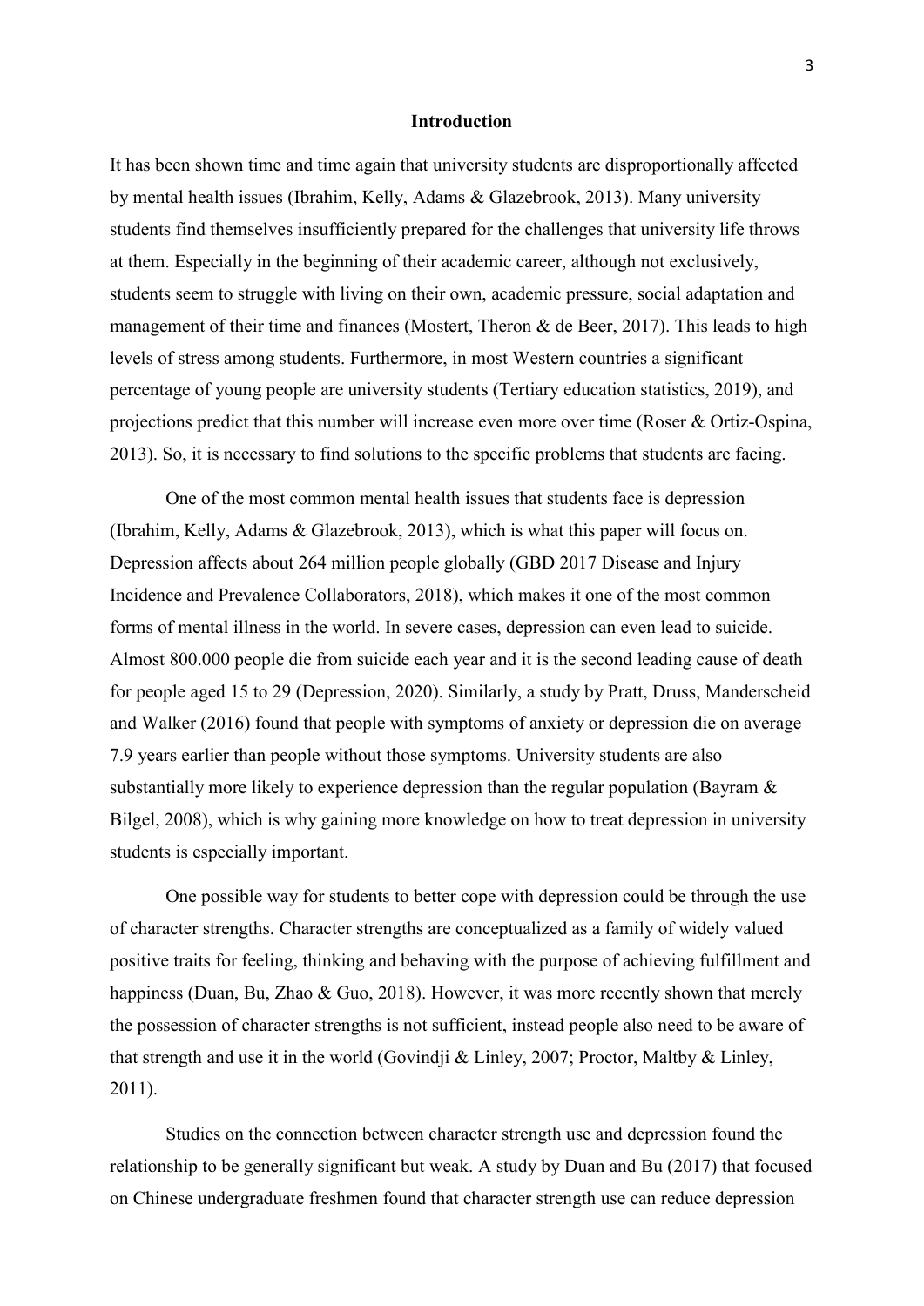# Introduction

It has been shown time and time again that university students are disproportionally affected by mental health issues (Ibrahim, Kelly, Adams & Glazebrook, 2013). Many university students find themselves insufficiently prepared for the challenges that university life throws at them. Especially in the beginning of their academic career, although not exclusively, students seem to struggle with living on their own, academic pressure, social adaptation and management of their time and finances (Mostert, Theron & de Beer, 2017). This leads to high levels of stress among students. Furthermore, in most Western countries a significant percentage of young people are university students (Tertiary education statistics, 2019), and projections predict that this number will increase even more over time (Roser & Ortiz-Ospina, 2013). So, it is necessary to find solutions to the specific problems that students are facing.

One of the most common mental health issues that students face is depression (Ibrahim, Kelly, Adams & Glazebrook, 2013), which is what this paper will focus on. Depression affects about 264 million people globally (GBD 2017 Disease and Injury Incidence and Prevalence Collaborators, 2018), which makes it one of the most common forms of mental illness in the world. In severe cases, depression can even lead to suicide. Almost 800.000 people die from suicide each year and it is the second leading cause of death for people aged 15 to 29 (Depression, 2020). Similarly, a study by Pratt, Druss, Manderscheid and Walker (2016) found that people with symptoms of anxiety or depression die on average 7.9 years earlier than people without those symptoms. University students are also substantially more likely to experience depression than the regular population (Bayram & Bilgel, 2008), which is why gaining more knowledge on how to treat depression in university students is especially important.

One possible way for students to better cope with depression could be through the use of character strengths. Character strengths are conceptualized as a family of widely valued positive traits for feeling, thinking and behaving with the purpose of achieving fulfillment and happiness (Duan, Bu, Zhao & Guo, 2018). However, it was more recently shown that merely the possession of character strengths is not sufficient, instead people also need to be aware of that strength and use it in the world (Govindji & Linley, 2007; Proctor, Maltby & Linley, 2011).

Studies on the connection between character strength use and depression found the relationship to be generally significant but weak. A study by Duan and Bu (2017) that focused on Chinese undergraduate freshmen found that character strength use can reduce depression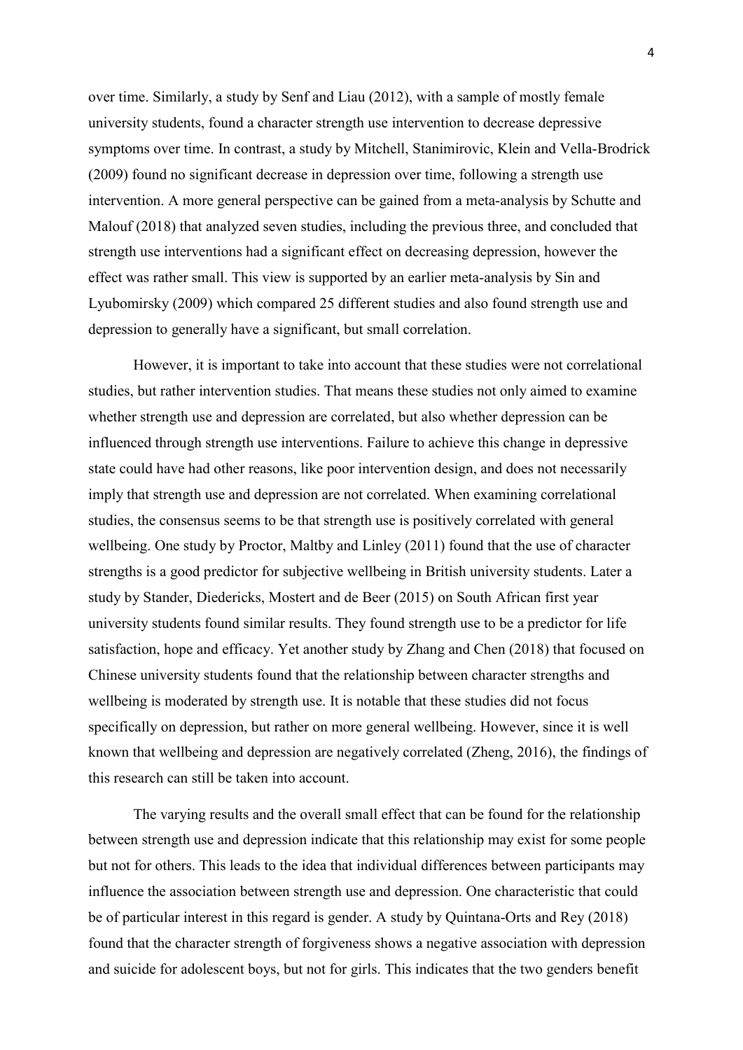over time. Similarly, a study by Senf and Liau (2012), with a sample of mostly female university students, found a character strength use intervention to decrease depressive symptoms over time. In contrast, a study by Mitchell, Stanimirovic, Klein and Vella-Brodrick (2009) found no significant decrease in depression over time, following a strength use intervention. A more general perspective can be gained from a meta-analysis by Schutte and Malouf (2018) that analyzed seven studies, including the previous three, and concluded that strength use interventions had a significant effect on decreasing depression, however the effect was rather small. This view is supported by an earlier meta-analysis by Sin and Lyubomirsky (2009) which compared 25 different studies and also found strength use and depression to generally have a significant, but small correlation.

However, it is important to take into account that these studies were not correlational studies, but rather intervention studies. That means these studies not only aimed to examine whether strength use and depression are correlated, but also whether depression can be influenced through strength use interventions. Failure to achieve this change in depressive state could have had other reasons, like poor intervention design, and does not necessarily imply that strength use and depression are not correlated. When examining correlational studies, the consensus seems to be that strength use is positively correlated with general wellbeing. One study by Proctor, Maltby and Linley (2011) found that the use of character strengths is a good predictor for subjective wellbeing in British university students. Later a study by Stander, Diedericks, Mostert and de Beer (2015) on South African first year university students found similar results. They found strength use to be a predictor for life satisfaction, hope and efficacy. Yet another study by Zhang and Chen (2018) that focused on Chinese university students found that the relationship between character strengths and wellbeing is moderated by strength use. It is notable that these studies did not focus specifically on depression, but rather on more general wellbeing. However, since it is well known that wellbeing and depression are negatively correlated (Zheng, 2016), the findings of this research can still be taken into account.

The varying results and the overall small effect that can be found for the relationship between strength use and depression indicate that this relationship may exist for some people but not for others. This leads to the idea that individual differences between participants may influence the association between strength use and depression. One characteristic that could be of particular interest in this regard is gender. A study by Quintana-Orts and Rey (2018) found that the character strength of forgiveness shows a negative association with depression and suicide for adolescent boys, but not for girls. This indicates that the two genders benefit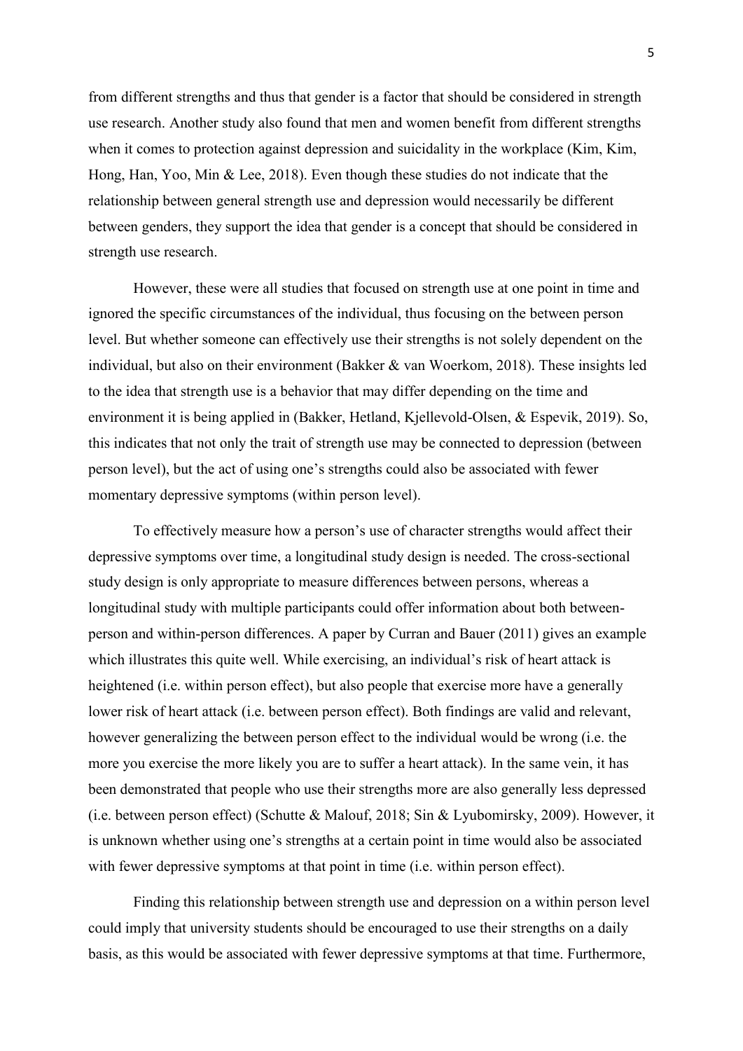from different strengths and thus that gender is a factor that should be considered in strength use research. Another study also found that men and women benefit from different strengths when it comes to protection against depression and suicidality in the workplace (Kim, Kim, Hong, Han, Yoo, Min & Lee, 2018). Even though these studies do not indicate that the relationship between general strength use and depression would necessarily be different between genders, they support the idea that gender is a concept that should be considered in strength use research.

However, these were all studies that focused on strength use at one point in time and ignored the specific circumstances of the individual, thus focusing on the between person level. But whether someone can effectively use their strengths is not solely dependent on the individual, but also on their environment (Bakker & van Woerkom, 2018). These insights led to the idea that strength use is a behavior that may differ depending on the time and environment it is being applied in (Bakker, Hetland, Kjellevold-Olsen, & Espevik, 2019). So, this indicates that not only the trait of strength use may be connected to depression (between person level), but the act of using one's strengths could also be associated with fewer momentary depressive symptoms (within person level).

To effectively measure how a person's use of character strengths would affect their depressive symptoms over time, a longitudinal study design is needed. The cross-sectional study design is only appropriate to measure differences between persons, whereas a longitudinal study with multiple participants could offer information about both between-person and within-person differences. A paper by Curran and Bauer (2011) gives an example which illustrates this quite well. While exercising, an individual's risk of heart attack is heightened (i.e. within person effect), but also people that exercise more have a generally lower risk of heart attack (i.e. between person effect). Both findings are valid and relevant, however generalizing the between person effect to the individual would be wrong (i.e. the more you exercise the more likely you are to suffer a heart attack). In the same vein, it has been demonstrated that people who use their strengths more are also generally less depressed (i.e. between person effect) (Schutte & Malouf, 2018; Sin & Lyubomirsky, 2009). However, it is unknown whether using one's strengths at a certain point in time would also be associated with fewer depressive symptoms at that point in time (i.e. within person effect).

Finding this relationship between strength use and depression on a within person level could imply that university students should be encouraged to use their strengths on a daily basis, as this would be associated with fewer depressive symptoms at that time. Furthermore,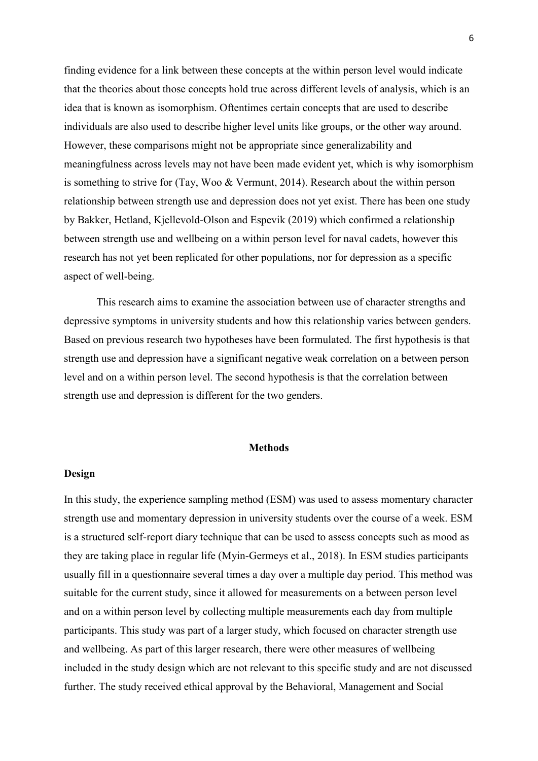finding evidence for a link between these concepts at the within person level would indicate that the theories about those concepts hold true across different levels of analysis, which is an idea that is known as isomorphism. Oftentimes certain concepts that are used to describe individuals are also used to describe higher level units like groups, or the other way around. However, these comparisons might not be appropriate since generalizability and meaningfulness across levels may not have been made evident yet, which is why isomorphism is something to strive for (Tay, Woo & Vermunt, 2014). Research about the within person relationship between strength use and depression does not yet exist. There has been one study by Bakker, Hetland, Kjellevold-Olson and Espevik (2019) which confirmed a relationship between strength use and wellbeing on a within person level for naval cadets, however this research has not yet been replicated for other populations, nor for depression as a specific aspect of well-being.

This research aims to examine the association between use of character strengths and depressive symptoms in university students and how this relationship varies between genders. Based on previous research two hypotheses have been formulated. The first hypothesis is that strength use and depression have a significant negative weak correlation on a between person level and on a within person level. The second hypothesis is that the correlation between strength use and depression is different for the two genders.

## Methods

### Design

In this study, the experience sampling method (ESM) was used to assess momentary character strength use and momentary depression in university students over the course of a week. ESM is a structured self-report diary technique that can be used to assess concepts such as mood as they are taking place in regular life (Myin-Germeys et al., 2018). In ESM studies participants usually fill in a questionnaire several times a day over a multiple day period. This method was suitable for the current study, since it allowed for measurements on a between person level and on a within person level by collecting multiple measurements each day from multiple participants. This study was part of a larger study, which focused on character strength use and wellbeing. As part of this larger research, there were other measures of wellbeing included in the study design which are not relevant to this specific study and are not discussed further. The study received ethical approval by the Behavioral, Management and Social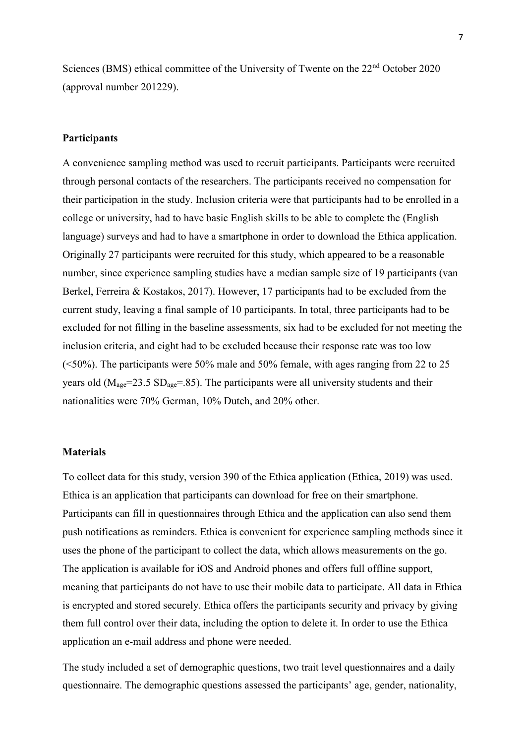Sciences (BMS) ethical committee of the University of Twente on the 22nd October 2020 (approval number 201229).

**Participants**

A convenience sampling method was used to recruit participants. Participants were recruited through personal contacts of the researchers. The participants received no compensation for their participation in the study. Inclusion criteria were that participants had to be enrolled in a college or university, had to have basic English skills to be able to complete the (English language) surveys and had to have a smartphone in order to download the Ethica application. Originally 27 participants were recruited for this study, which appeared to be a reasonable number, since experience sampling studies have a median sample size of 19 participants (van Berkel, Ferreira & Kostakos, 2017). However, 17 participants had to be excluded from the current study, leaving a final sample of 10 participants. In total, three participants had to be excluded for not filling in the baseline assessments, six had to be excluded for not meeting the inclusion criteria, and eight had to be excluded because their response rate was too low (<50%). The participants were 50% male and 50% female, with ages ranging from 22 to 25 years old ($M_{age}$=23.5 $SD_{age}$=.85). The participants were all university students and their nationalities were 70% German, 10% Dutch, and 20% other.

**Materials**

To collect data for this study, version 390 of the Ethica application (Ethica, 2019) was used. Ethica is an application that participants can download for free on their smartphone. Participants can fill in questionnaires through Ethica and the application can also send them push notifications as reminders. Ethica is convenient for experience sampling methods since it uses the phone of the participant to collect the data, which allows measurements on the go. The application is available for iOS and Android phones and offers full offline support, meaning that participants do not have to use their mobile data to participate. All data in Ethica is encrypted and stored securely. Ethica offers the participants security and privacy by giving them full control over their data, including the option to delete it. In order to use the Ethica application an e-mail address and phone were needed.

The study included a set of demographic questions, two trait level questionnaires and a daily questionnaire. The demographic questions assessed the participants' age, gender, nationality,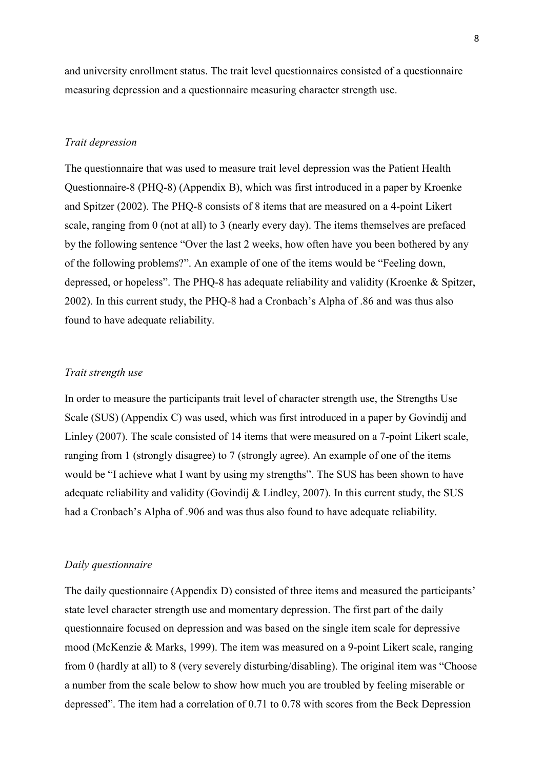and university enrollment status. The trait level questionnaires consisted of a questionnaire measuring depression and a questionnaire measuring character strength use.

*Trait depression*

The questionnaire that was used to measure trait level depression was the Patient Health Questionnaire-8 (PHQ-8) (Appendix B), which was first introduced in a paper by Kroenke and Spitzer (2002). The PHQ-8 consists of 8 items that are measured on a 4-point Likert scale, ranging from 0 (not at all) to 3 (nearly every day). The items themselves are prefaced by the following sentence "Over the last 2 weeks, how often have you been bothered by any of the following problems?". An example of one of the items would be "Feeling down, depressed, or hopeless". The PHQ-8 has adequate reliability and validity (Kroenke & Spitzer, 2002). In this current study, the PHQ-8 had a Cronbach's Alpha of .86 and was thus also found to have adequate reliability.

*Trait strength use*

In order to measure the participants trait level of character strength use, the Strengths Use Scale (SUS) (Appendix C) was used, which was first introduced in a paper by Govindij and Linley (2007). The scale consisted of 14 items that were measured on a 7-point Likert scale, ranging from 1 (strongly disagree) to 7 (strongly agree). An example of one of the items would be "I achieve what I want by using my strengths". The SUS has been shown to have adequate reliability and validity (Govindij & Lindley, 2007). In this current study, the SUS had a Cronbach's Alpha of .906 and was thus also found to have adequate reliability.

*Daily questionnaire*

The daily questionnaire (Appendix D) consisted of three items and measured the participants' state level character strength use and momentary depression. The first part of the daily questionnaire focused on depression and was based on the single item scale for depressive mood (McKenzie & Marks, 1999). The item was measured on a 9-point Likert scale, ranging from 0 (hardly at all) to 8 (very severely disturbing/disabling). The original item was "Choose a number from the scale below to show how much you are troubled by feeling miserable or depressed". The item had a correlation of 0.71 to 0.78 with scores from the Beck Depression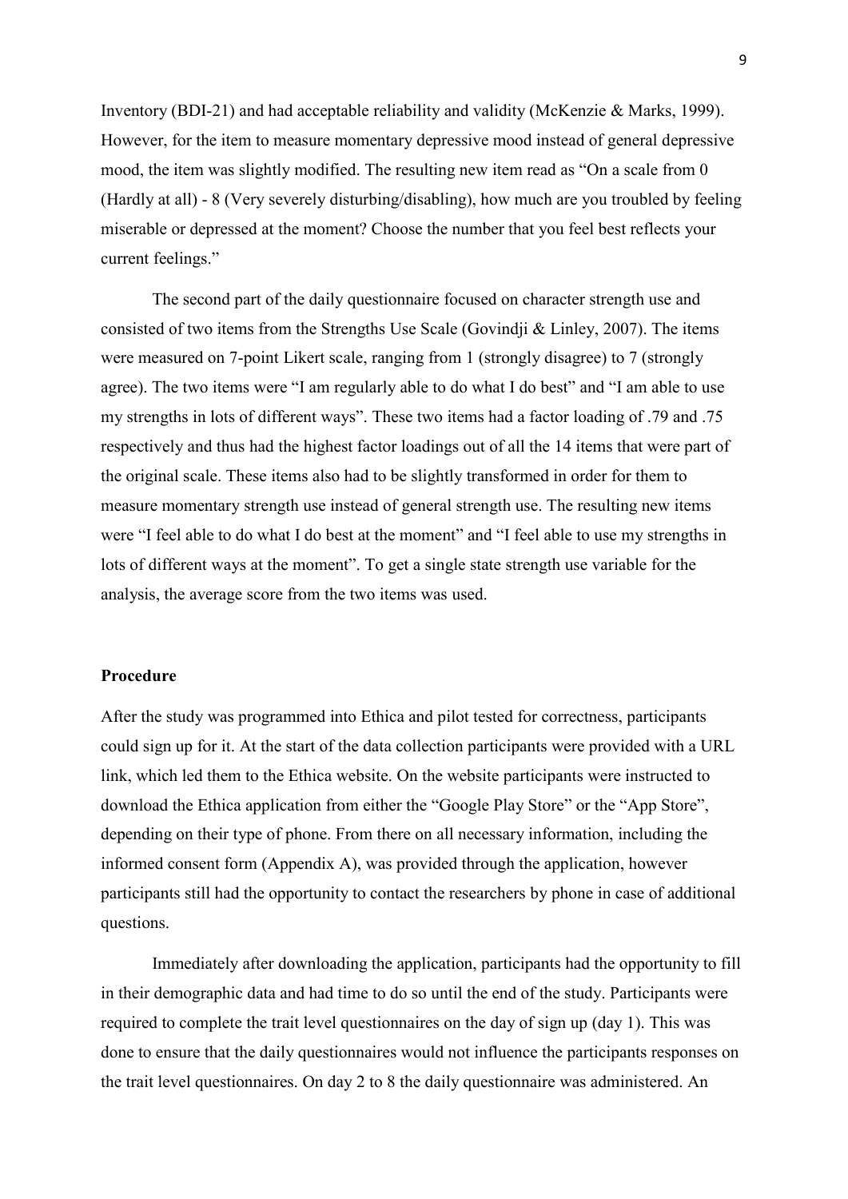Inventory (BDI-21) and had acceptable reliability and validity (McKenzie & Marks, 1999). However, for the item to measure momentary depressive mood instead of general depressive mood, the item was slightly modified. The resulting new item read as "On a scale from 0 (Hardly at all) - 8 (Very severely disturbing/disabling), how much are you troubled by feeling miserable or depressed at the moment? Choose the number that you feel best reflects your current feelings."

The second part of the daily questionnaire focused on character strength use and consisted of two items from the Strengths Use Scale (Govindji & Linley, 2007). The items were measured on 7-point Likert scale, ranging from 1 (strongly disagree) to 7 (strongly agree). The two items were "I am regularly able to do what I do best" and "I am able to use my strengths in lots of different ways". These two items had a factor loading of .79 and .75 respectively and thus had the highest factor loadings out of all the 14 items that were part of the original scale. These items also had to be slightly transformed in order for them to measure momentary strength use instead of general strength use. The resulting new items were "I feel able to do what I do best at the moment" and "I feel able to use my strengths in lots of different ways at the moment". To get a single state strength use variable for the analysis, the average score from the two items was used.

**Procedure**

After the study was programmed into Ethica and pilot tested for correctness, participants could sign up for it. At the start of the data collection participants were provided with a URL link, which led them to the Ethica website. On the website participants were instructed to download the Ethica application from either the "Google Play Store" or the "App Store", depending on their type of phone. From there on all necessary information, including the informed consent form (Appendix A), was provided through the application, however participants still had the opportunity to contact the researchers by phone in case of additional questions.

Immediately after downloading the application, participants had the opportunity to fill in their demographic data and had time to do so until the end of the study. Participants were required to complete the trait level questionnaires on the day of sign up (day 1). This was done to ensure that the daily questionnaires would not influence the participants responses on the trait level questionnaires. On day 2 to 8 the daily questionnaire was administered. An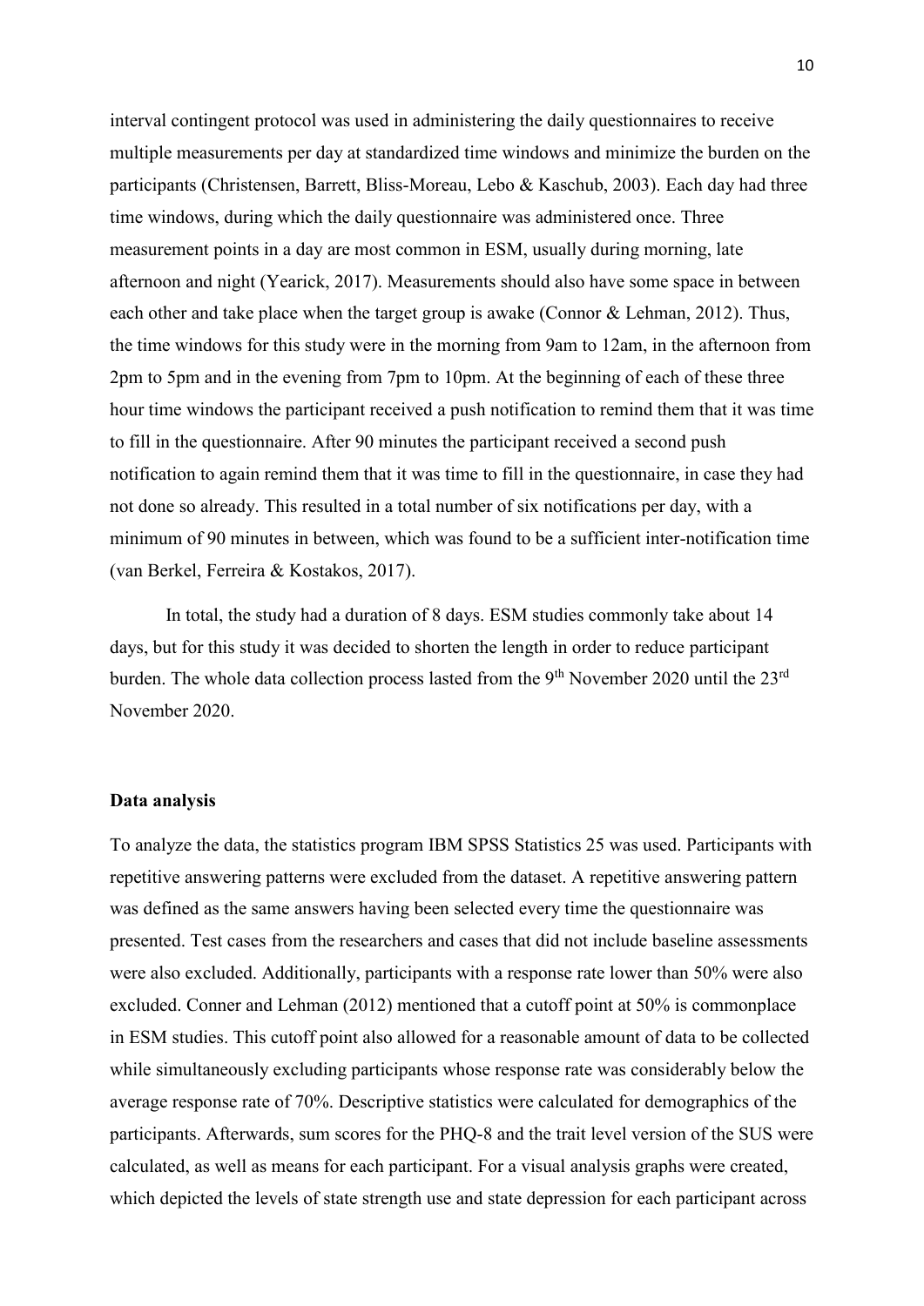interval contingent protocol was used in administering the daily questionnaires to receive multiple measurements per day at standardized time windows and minimize the burden on the participants (Christensen, Barrett, Bliss-Moreau, Lebo & Kaschub, 2003). Each day had three time windows, during which the daily questionnaire was administered once. Three measurement points in a day are most common in ESM, usually during morning, late afternoon and night (Yearick, 2017). Measurements should also have some space in between each other and take place when the target group is awake (Connor & Lehman, 2012). Thus, the time windows for this study were in the morning from 9am to 12am, in the afternoon from 2pm to 5pm and in the evening from 7pm to 10pm. At the beginning of each of these three hour time windows the participant received a push notification to remind them that it was time to fill in the questionnaire. After 90 minutes the participant received a second push notification to again remind them that it was time to fill in the questionnaire, in case they had not done so already. This resulted in a total number of six notifications per day, with a minimum of 90 minutes in between, which was found to be a sufficient inter-notification time (van Berkel, Ferreira & Kostakos, 2017).

In total, the study had a duration of 8 days. ESM studies commonly take about 14 days, but for this study it was decided to shorten the length in order to reduce participant burden. The whole data collection process lasted from the 9th November 2020 until the 23rd November 2020.

**Data analysis**

To analyze the data, the statistics program IBM SPSS Statistics 25 was used. Participants with repetitive answering patterns were excluded from the dataset. A repetitive answering pattern was defined as the same answers having been selected every time the questionnaire was presented. Test cases from the researchers and cases that did not include baseline assessments were also excluded. Additionally, participants with a response rate lower than 50% were also excluded. Conner and Lehman (2012) mentioned that a cutoff point at 50% is commonplace in ESM studies. This cutoff point also allowed for a reasonable amount of data to be collected while simultaneously excluding participants whose response rate was considerably below the average response rate of 70%. Descriptive statistics were calculated for demographics of the participants. Afterwards, sum scores for the PHQ-8 and the trait level version of the SUS were calculated, as well as means for each participant. For a visual analysis graphs were created, which depicted the levels of state strength use and state depression for each participant across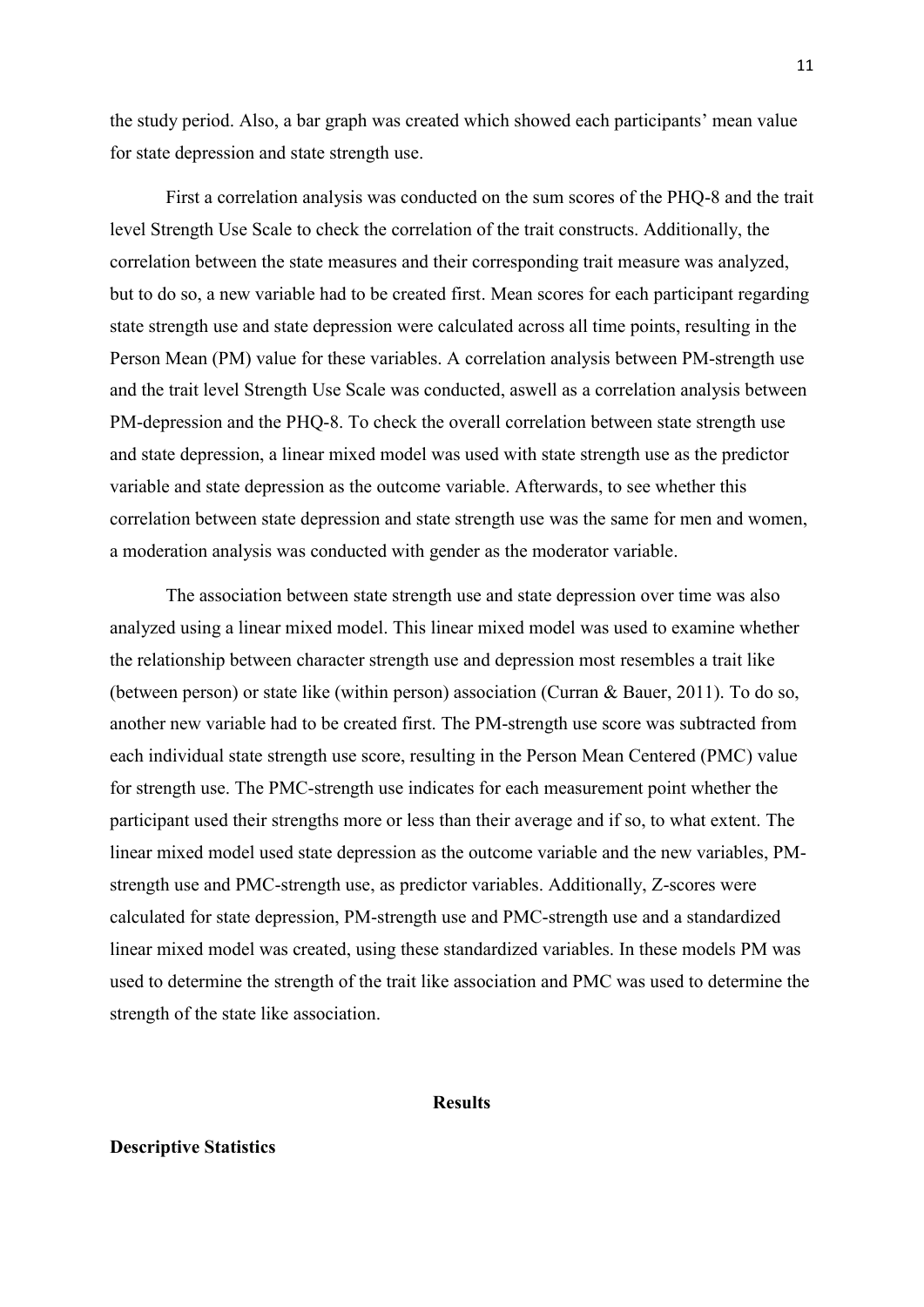the study period. Also, a bar graph was created which showed each participants' mean value for state depression and state strength use.

First a correlation analysis was conducted on the sum scores of the PHQ-8 and the trait level Strength Use Scale to check the correlation of the trait constructs. Additionally, the correlation between the state measures and their corresponding trait measure was analyzed, but to do so, a new variable had to be created first. Mean scores for each participant regarding state strength use and state depression were calculated across all time points, resulting in the Person Mean (PM) value for these variables. A correlation analysis between PM-strength use and the trait level Strength Use Scale was conducted, aswell as a correlation analysis between PM-depression and the PHQ-8. To check the overall correlation between state strength use and state depression, a linear mixed model was used with state strength use as the predictor variable and state depression as the outcome variable. Afterwards, to see whether this correlation between state depression and state strength use was the same for men and women, a moderation analysis was conducted with gender as the moderator variable.

The association between state strength use and state depression over time was also analyzed using a linear mixed model. This linear mixed model was used to examine whether the relationship between character strength use and depression most resembles a trait like (between person) or state like (within person) association (Curran & Bauer, 2011). To do so, another new variable had to be created first. The PM-strength use score was subtracted from each individual state strength use score, resulting in the Person Mean Centered (PMC) value for strength use. The PMC-strength use indicates for each measurement point whether the participant used their strengths more or less than their average and if so, to what extent. The linear mixed model used state depression as the outcome variable and the new variables, PM-strength use and PMC-strength use, as predictor variables. Additionally, Z-scores were calculated for state depression, PM-strength use and PMC-strength use and a standardized linear mixed model was created, using these standardized variables. In these models PM was used to determine the strength of the trait like association and PMC was used to determine the strength of the state like association.

## Results

### Descriptive Statistics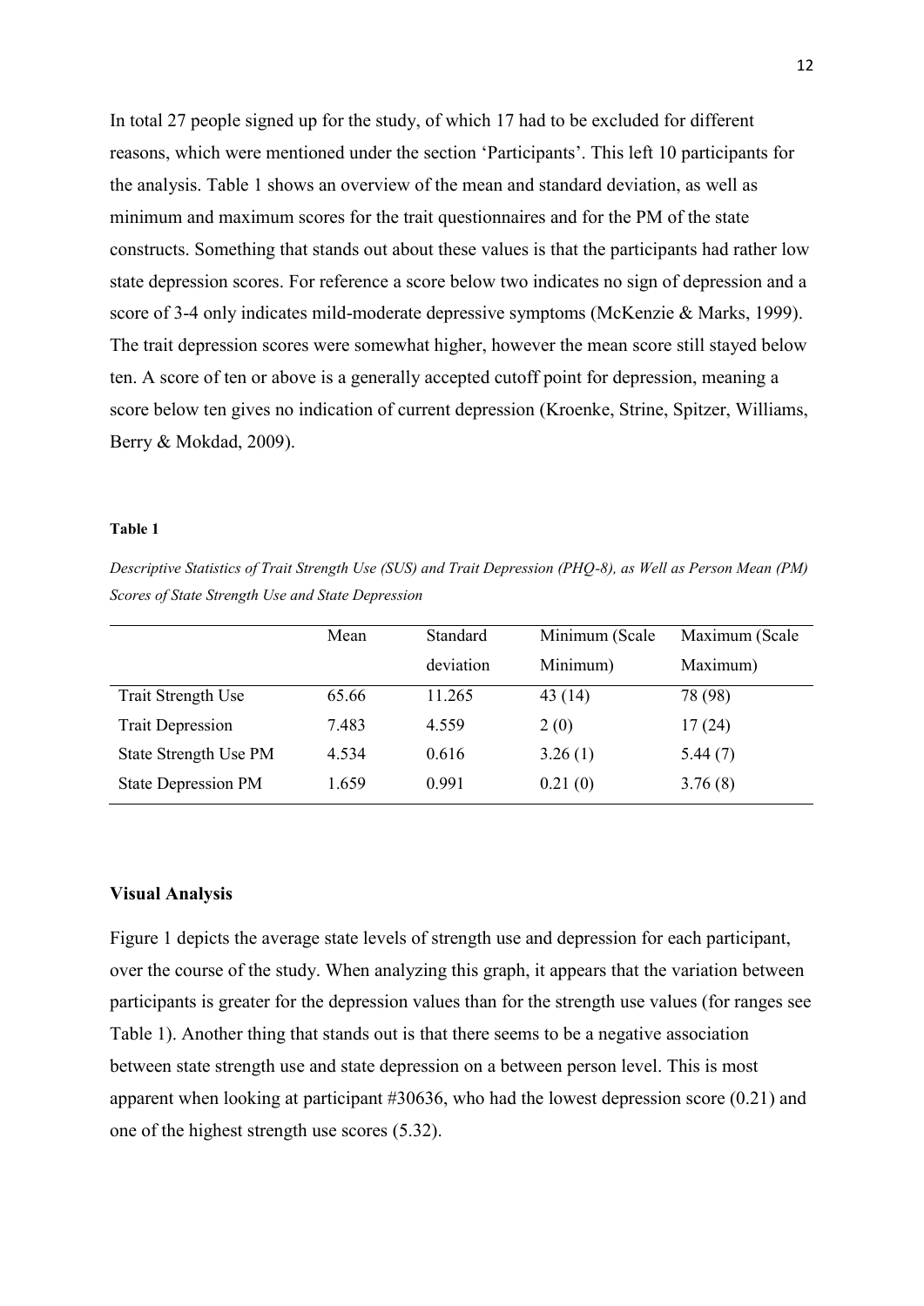In total 27 people signed up for the study, of which 17 had to be excluded for different reasons, which were mentioned under the section 'Participants'. This left 10 participants for the analysis. Table 1 shows an overview of the mean and standard deviation, as well as minimum and maximum scores for the trait questionnaires and for the PM of the state constructs. Something that stands out about these values is that the participants had rather low state depression scores. For reference a score below two indicates no sign of depression and a score of 3-4 only indicates mild-moderate depressive symptoms (McKenzie & Marks, 1999). The trait depression scores were somewhat higher, however the mean score still stayed below ten. A score of ten or above is a generally accepted cutoff point for depression, meaning a score below ten gives no indication of current depression (Kroenke, Strine, Spitzer, Williams, Berry & Mokdad, 2009).

**Table 1**

*Descriptive Statistics of Trait Strength Use (SUS) and Trait Depression (PHQ-8), as Well as Person Mean (PM) Scores of State Strength Use and State Depression*

| | Mean | Standard deviation | Minimum (Scale Minimum) | Maximum (Scale Maximum) |
|---|---|---|---|---|
| Trait Strength Use | 65.66 | 11.265 | 43 (14) | 78 (98) |
| Trait Depression | 7.483 | 4.559 | 2 (0) | 17 (24) |
| State Strength Use PM | 4.534 | 0.616 | 3.26 (1) | 5.44 (7) |
| State Depression PM | 1.659 | 0.991 | 0.21 (0) | 3.76 (8) |

### Visual Analysis

Figure 1 depicts the average state levels of strength use and depression for each participant, over the course of the study. When analyzing this graph, it appears that the variation between participants is greater for the depression values than for the strength use values (for ranges see Table 1). Another thing that stands out is that there seems to be a negative association between state strength use and state depression on a between person level. This is most apparent when looking at participant #30636, who had the lowest depression score (0.21) and one of the highest strength use scores (5.32).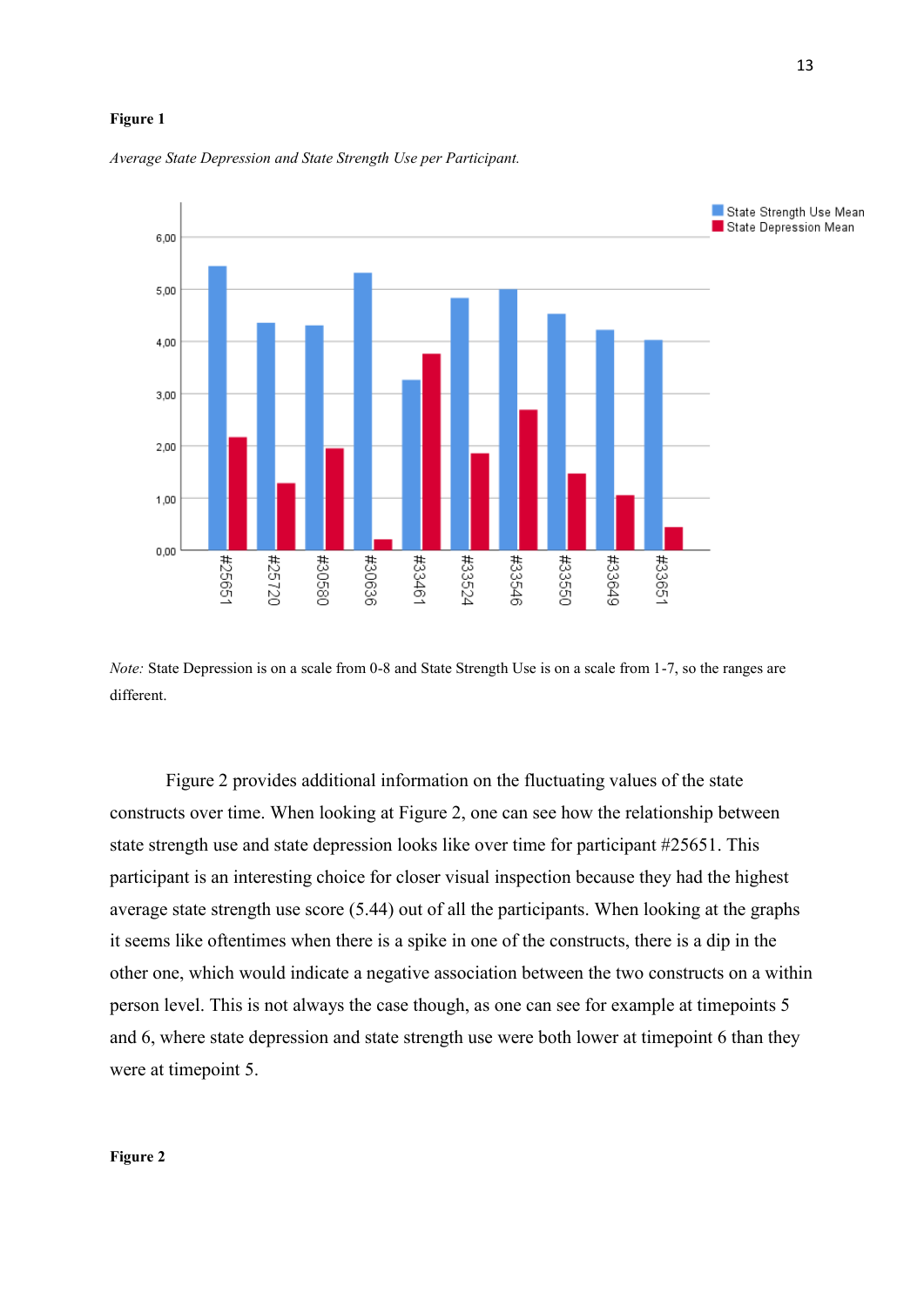**Figure 1**

*Average State Depression and State Strength Use per Participant.*

*Note:* State Depression is on a scale from 0-8 and State Strength Use is on a scale from 1-7, so the ranges are different.

Figure 2 provides additional information on the fluctuating values of the state constructs over time. When looking at Figure 2, one can see how the relationship between state strength use and state depression looks like over time for participant #25651. This participant is an interesting choice for closer visual inspection because they had the highest average state strength use score (5.44) out of all the participants. When looking at the graphs it seems like oftentimes when there is a spike in one of the constructs, there is a dip in the other one, which would indicate a negative association between the two constructs on a within person level. This is not always the case though, as one can see for example at timepoints 5 and 6, where state depression and state strength use were both lower at timepoint 6 than they were at timepoint 5.

**Figure 2**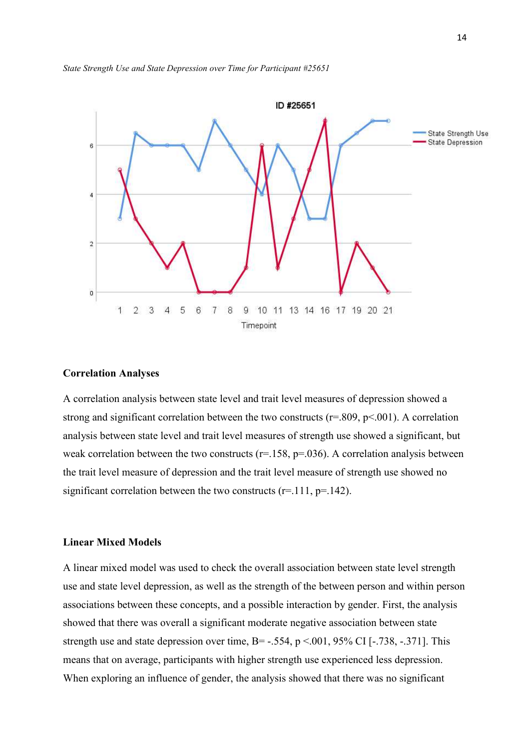*State Strength Use and State Depression over Time for Participant #25651*

## Correlation Analyses

A correlation analysis between state level and trait level measures of depression showed a strong and significant correlation between the two constructs ($r=.809$, $p<.001$). A correlation analysis between state level and trait level measures of strength use showed a significant, but weak correlation between the two constructs ($r=.158$, $p=.036$). A correlation analysis between the trait level measure of depression and the trait level measure of strength use showed no significant correlation between the two constructs ($r=.111$, $p=.142$).

## Linear Mixed Models

A linear mixed model was used to check the overall association between state level strength use and state level depression, as well as the strength of the between person and within person associations between these concepts, and a possible interaction by gender. First, the analysis showed that there was overall a significant moderate negative association between state strength use and state depression over time, $B= -.554$, $p <.001$, 95% CI [-.738, -.371]. This means that on average, participants with higher strength use experienced less depression. When exploring an influence of gender, the analysis showed that there was no significant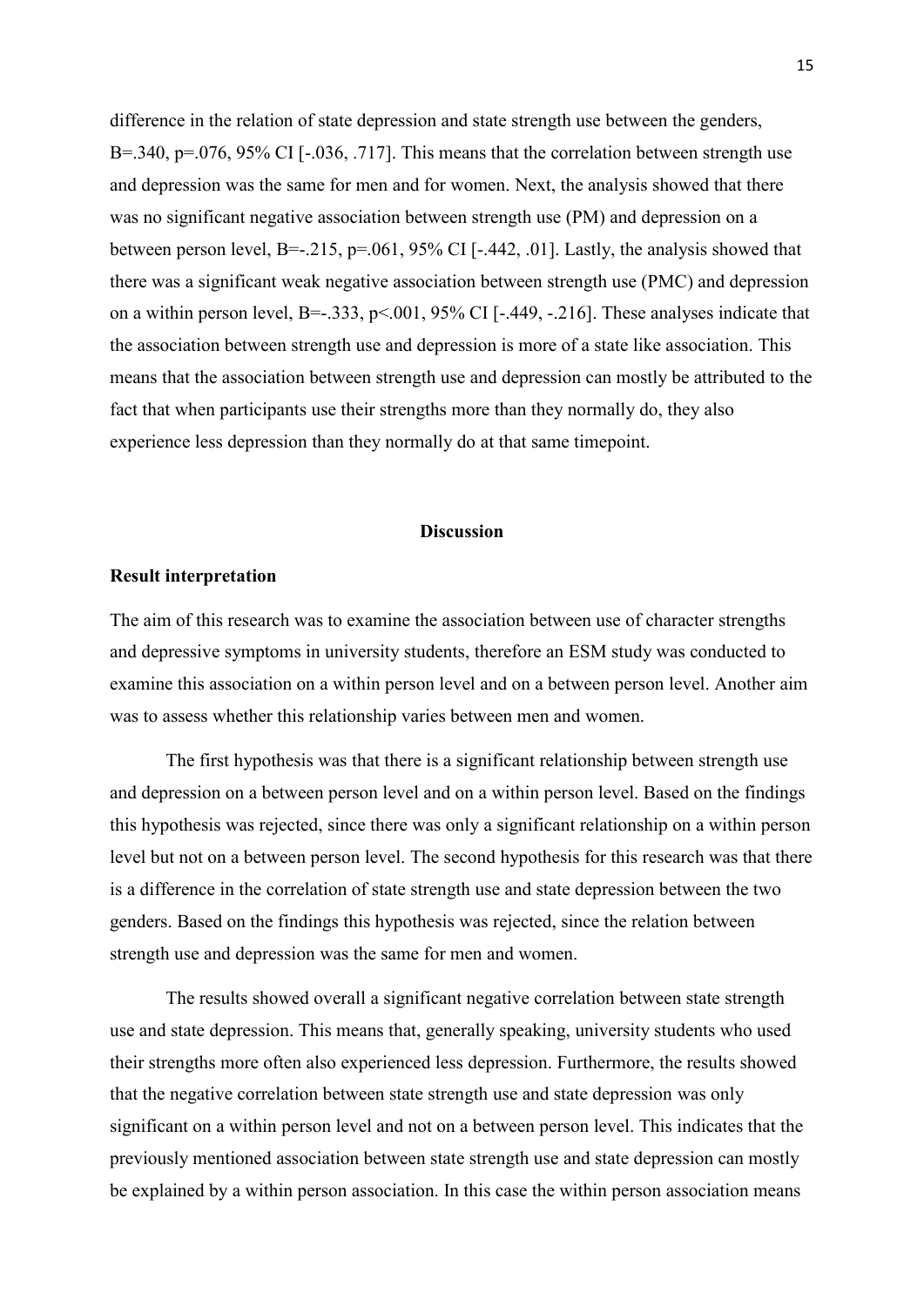difference in the relation of state depression and state strength use between the genders, $B=.340$, $p=.076$, 95% CI [-.036, .717]. This means that the correlation between strength use and depression was the same for men and for women. Next, the analysis showed that there was no significant negative association between strength use (PM) and depression on a between person level, $B=-.215$, $p=.061$, 95% CI [-.442, .01]. Lastly, the analysis showed that there was a significant weak negative association between strength use (PMC) and depression on a within person level, $B=-.333$, $p<.001$, 95% CI [-.449, -.216]. These analyses indicate that the association between strength use and depression is more of a state like association. This means that the association between strength use and depression can mostly be attributed to the fact that when participants use their strengths more than they normally do, they also experience less depression than they normally do at that same timepoint.

## Discussion

### Result interpretation

The aim of this research was to examine the association between use of character strengths and depressive symptoms in university students, therefore an ESM study was conducted to examine this association on a within person level and on a between person level. Another aim was to assess whether this relationship varies between men and women.

The first hypothesis was that there is a significant relationship between strength use and depression on a between person level and on a within person level. Based on the findings this hypothesis was rejected, since there was only a significant relationship on a within person level but not on a between person level. The second hypothesis for this research was that there is a difference in the correlation of state strength use and state depression between the two genders. Based on the findings this hypothesis was rejected, since the relation between strength use and depression was the same for men and women.

The results showed overall a significant negative correlation between state strength use and state depression. This means that, generally speaking, university students who used their strengths more often also experienced less depression. Furthermore, the results showed that the negative correlation between state strength use and state depression was only significant on a within person level and not on a between person level. This indicates that the previously mentioned association between state strength use and state depression can mostly be explained by a within person association. In this case the within person association means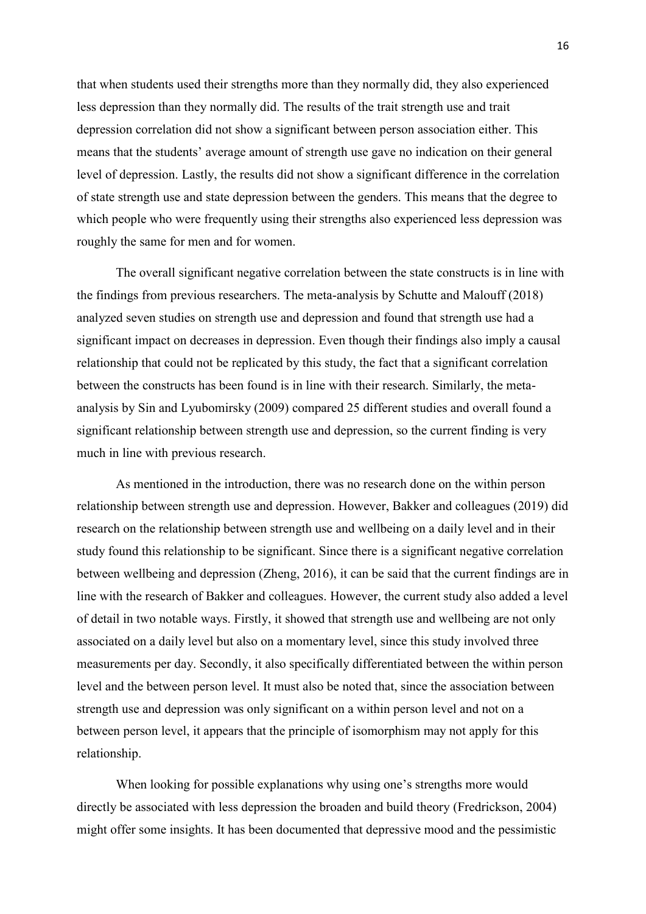that when students used their strengths more than they normally did, they also experienced less depression than they normally did. The results of the trait strength use and trait depression correlation did not show a significant between person association either. This means that the students' average amount of strength use gave no indication on their general level of depression. Lastly, the results did not show a significant difference in the correlation of state strength use and state depression between the genders. This means that the degree to which people who were frequently using their strengths also experienced less depression was roughly the same for men and for women.

The overall significant negative correlation between the state constructs is in line with the findings from previous researchers. The meta-analysis by Schutte and Malouff (2018) analyzed seven studies on strength use and depression and found that strength use had a significant impact on decreases in depression. Even though their findings also imply a causal relationship that could not be replicated by this study, the fact that a significant correlation between the constructs has been found is in line with their research. Similarly, the meta-analysis by Sin and Lyubomirsky (2009) compared 25 different studies and overall found a significant relationship between strength use and depression, so the current finding is very much in line with previous research.

As mentioned in the introduction, there was no research done on the within person relationship between strength use and depression. However, Bakker and colleagues (2019) did research on the relationship between strength use and wellbeing on a daily level and in their study found this relationship to be significant. Since there is a significant negative correlation between wellbeing and depression (Zheng, 2016), it can be said that the current findings are in line with the research of Bakker and colleagues. However, the current study also added a level of detail in two notable ways. Firstly, it showed that strength use and wellbeing are not only associated on a daily level but also on a momentary level, since this study involved three measurements per day. Secondly, it also specifically differentiated between the within person level and the between person level. It must also be noted that, since the association between strength use and depression was only significant on a within person level and not on a between person level, it appears that the principle of isomorphism may not apply for this relationship.

When looking for possible explanations why using one's strengths more would directly be associated with less depression the broaden and build theory (Fredrickson, 2004) might offer some insights. It has been documented that depressive mood and the pessimistic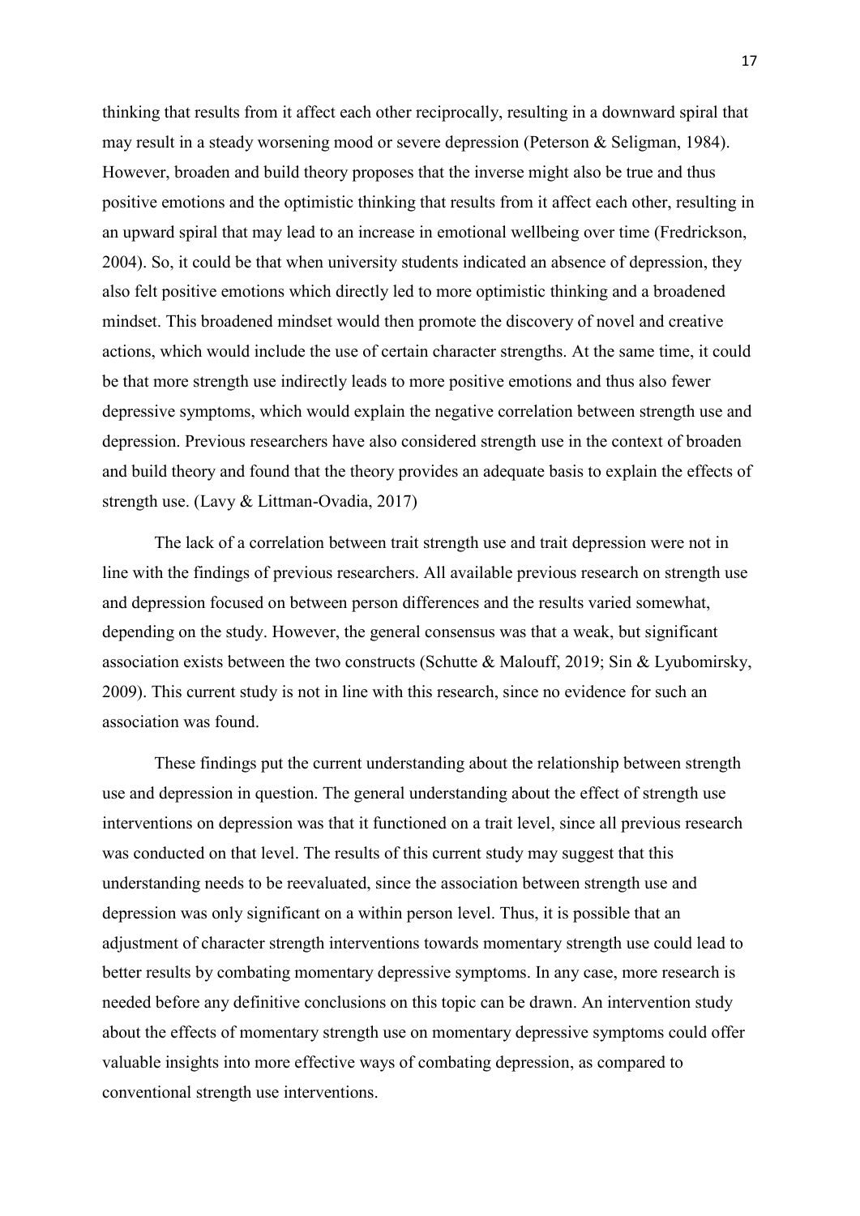thinking that results from it affect each other reciprocally, resulting in a downward spiral that may result in a steady worsening mood or severe depression (Peterson & Seligman, 1984). However, broaden and build theory proposes that the inverse might also be true and thus positive emotions and the optimistic thinking that results from it affect each other, resulting in an upward spiral that may lead to an increase in emotional wellbeing over time (Fredrickson, 2004). So, it could be that when university students indicated an absence of depression, they also felt positive emotions which directly led to more optimistic thinking and a broadened mindset. This broadened mindset would then promote the discovery of novel and creative actions, which would include the use of certain character strengths. At the same time, it could be that more strength use indirectly leads to more positive emotions and thus also fewer depressive symptoms, which would explain the negative correlation between strength use and depression. Previous researchers have also considered strength use in the context of broaden and build theory and found that the theory provides an adequate basis to explain the effects of strength use. (Lavy & Littman-Ovadia, 2017)

The lack of a correlation between trait strength use and trait depression were not in line with the findings of previous researchers. All available previous research on strength use and depression focused on between person differences and the results varied somewhat, depending on the study. However, the general consensus was that a weak, but significant association exists between the two constructs (Schutte & Malouff, 2019; Sin & Lyubomirsky, 2009). This current study is not in line with this research, since no evidence for such an association was found.

These findings put the current understanding about the relationship between strength use and depression in question. The general understanding about the effect of strength use interventions on depression was that it functioned on a trait level, since all previous research was conducted on that level. The results of this current study may suggest that this understanding needs to be reevaluated, since the association between strength use and depression was only significant on a within person level. Thus, it is possible that an adjustment of character strength interventions towards momentary strength use could lead to better results by combating momentary depressive symptoms. In any case, more research is needed before any definitive conclusions on this topic can be drawn. An intervention study about the effects of momentary strength use on momentary depressive symptoms could offer valuable insights into more effective ways of combating depression, as compared to conventional strength use interventions.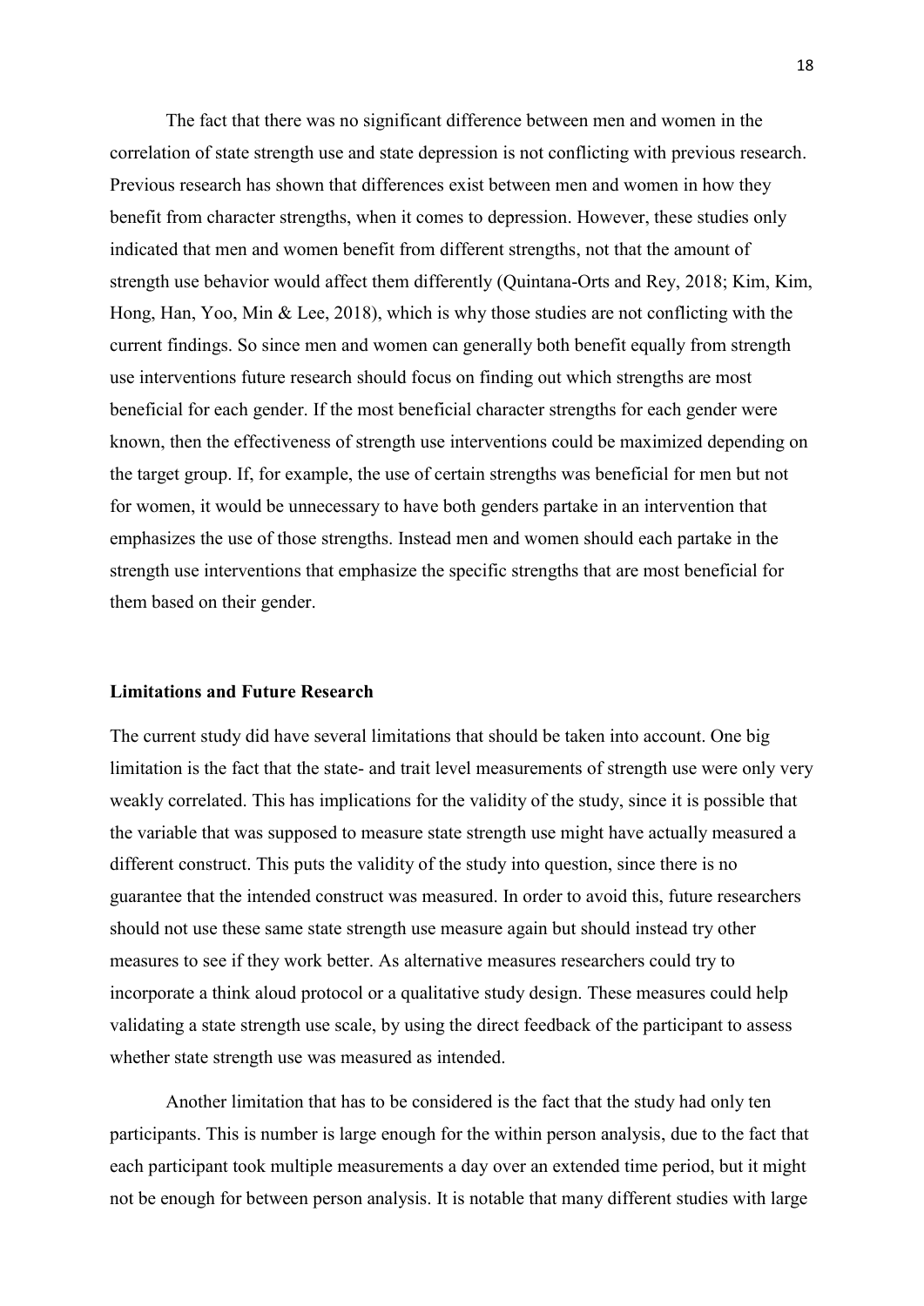The fact that there was no significant difference between men and women in the correlation of state strength use and state depression is not conflicting with previous research. Previous research has shown that differences exist between men and women in how they benefit from character strengths, when it comes to depression. However, these studies only indicated that men and women benefit from different strengths, not that the amount of strength use behavior would affect them differently (Quintana-Orts and Rey, 2018; Kim, Kim, Hong, Han, Yoo, Min & Lee, 2018), which is why those studies are not conflicting with the current findings. So since men and women can generally both benefit equally from strength use interventions future research should focus on finding out which strengths are most beneficial for each gender. If the most beneficial character strengths for each gender were known, then the effectiveness of strength use interventions could be maximized depending on the target group. If, for example, the use of certain strengths was beneficial for men but not for women, it would be unnecessary to have both genders partake in an intervention that emphasizes the use of those strengths. Instead men and women should each partake in the strength use interventions that emphasize the specific strengths that are most beneficial for them based on their gender.

## Limitations and Future Research

The current study did have several limitations that should be taken into account. One big limitation is the fact that the state- and trait level measurements of strength use were only very weakly correlated. This has implications for the validity of the study, since it is possible that the variable that was supposed to measure state strength use might have actually measured a different construct. This puts the validity of the study into question, since there is no guarantee that the intended construct was measured. In order to avoid this, future researchers should not use these same state strength use measure again but should instead try other measures to see if they work better. As alternative measures researchers could try to incorporate a think aloud protocol or a qualitative study design. These measures could help validating a state strength use scale, by using the direct feedback of the participant to assess whether state strength use was measured as intended.

Another limitation that has to be considered is the fact that the study had only ten participants. This is number is large enough for the within person analysis, due to the fact that each participant took multiple measurements a day over an extended time period, but it might not be enough for between person analysis. It is notable that many different studies with large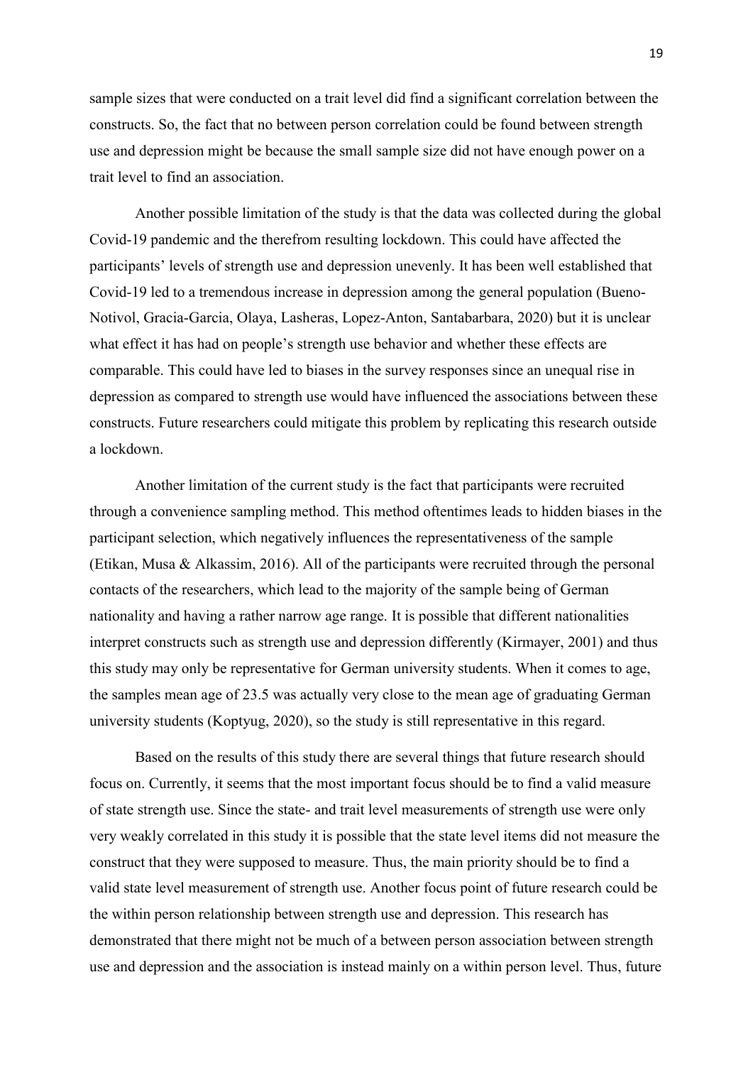sample sizes that were conducted on a trait level did find a significant correlation between the constructs. So, the fact that no between person correlation could be found between strength use and depression might be because the small sample size did not have enough power on a trait level to find an association.

Another possible limitation of the study is that the data was collected during the global Covid-19 pandemic and the therefrom resulting lockdown. This could have affected the participants' levels of strength use and depression unevenly. It has been well established that Covid-19 led to a tremendous increase in depression among the general population (Bueno-Notivol, Gracia-Garcia, Olaya, Lasheras, Lopez-Anton, Santabarbara, 2020) but it is unclear what effect it has had on people's strength use behavior and whether these effects are comparable. This could have led to biases in the survey responses since an unequal rise in depression as compared to strength use would have influenced the associations between these constructs. Future researchers could mitigate this problem by replicating this research outside a lockdown.

Another limitation of the current study is the fact that participants were recruited through a convenience sampling method. This method oftentimes leads to hidden biases in the participant selection, which negatively influences the representativeness of the sample (Etikan, Musa & Alkassim, 2016). All of the participants were recruited through the personal contacts of the researchers, which lead to the majority of the sample being of German nationality and having a rather narrow age range. It is possible that different nationalities interpret constructs such as strength use and depression differently (Kirmayer, 2001) and thus this study may only be representative for German university students. When it comes to age, the samples mean age of 23.5 was actually very close to the mean age of graduating German university students (Koptyug, 2020), so the study is still representative in this regard.

Based on the results of this study there are several things that future research should focus on. Currently, it seems that the most important focus should be to find a valid measure of state strength use. Since the state- and trait level measurements of strength use were only very weakly correlated in this study it is possible that the state level items did not measure the construct that they were supposed to measure. Thus, the main priority should be to find a valid state level measurement of strength use. Another focus point of future research could be the within person relationship between strength use and depression. This research has demonstrated that there might not be much of a between person association between strength use and depression and the association is instead mainly on a within person level. Thus, future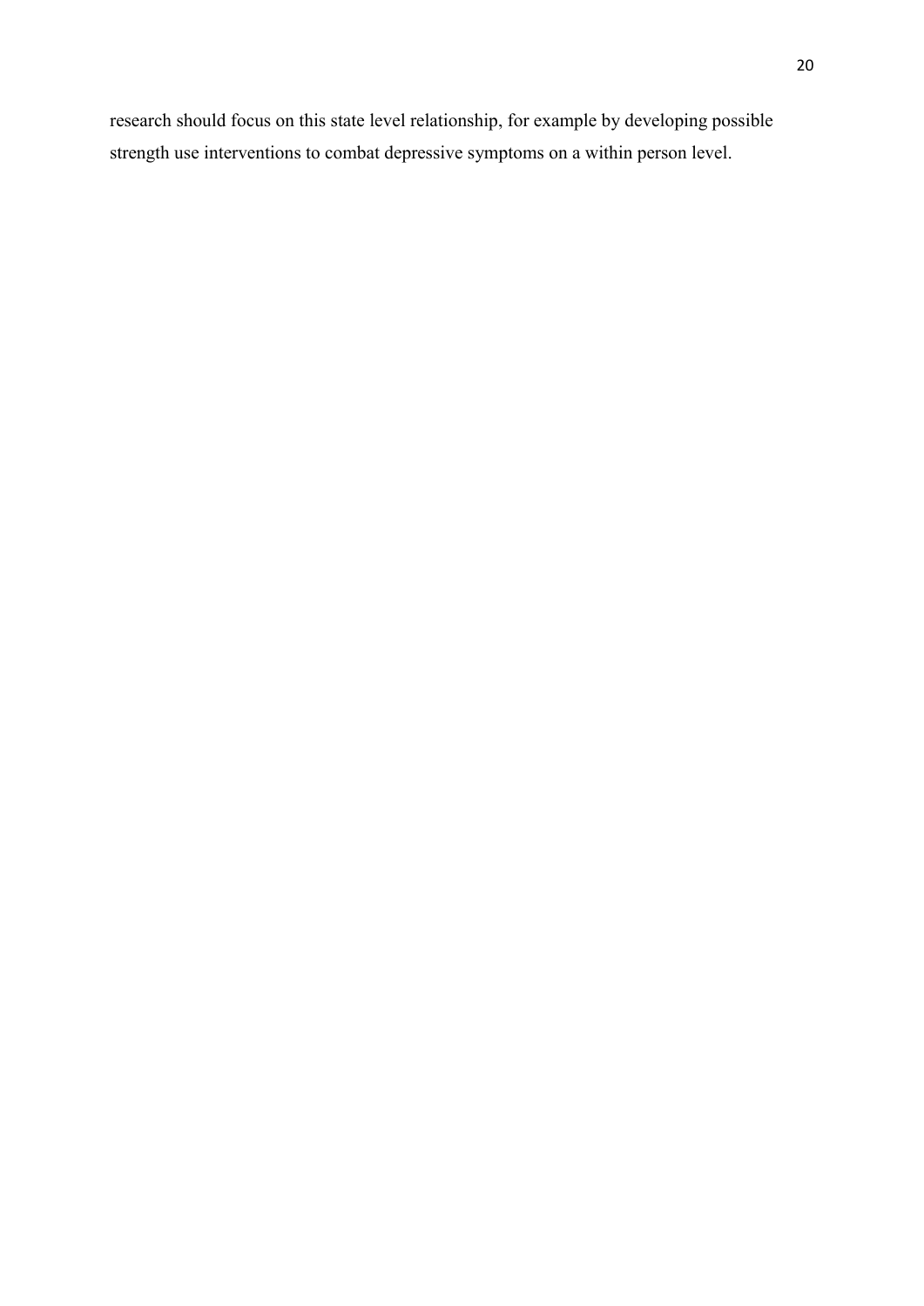research should focus on this state level relationship, for example by developing possible strength use interventions to combat depressive symptoms on a within person level.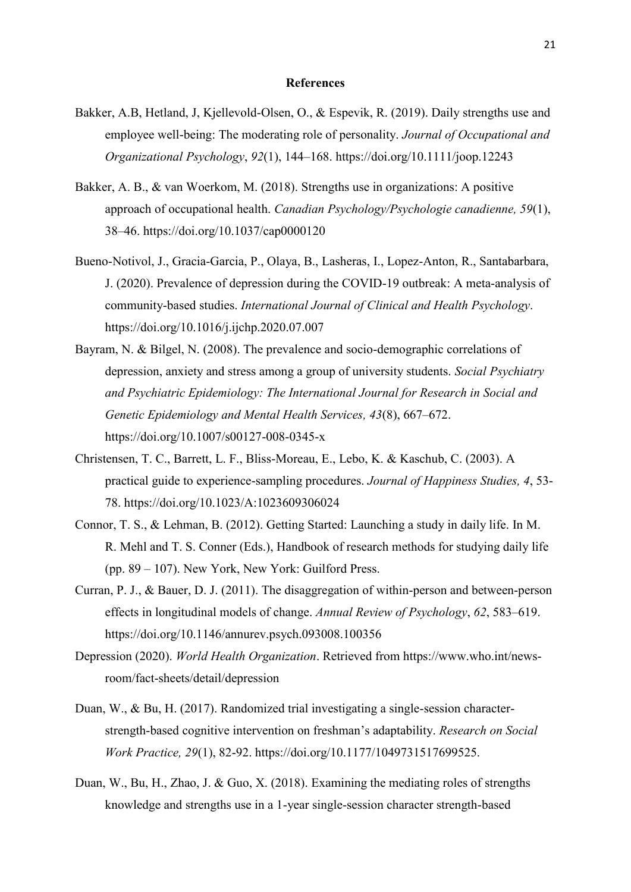## References

Bakker, A.B, Hetland, J, Kjellevold-Olsen, O., & Espevik, R. (2019). Daily strengths use and employee well-being: The moderating role of personality. *Journal of Occupational and Organizational Psychology*, *92*(1), 144–168. https://doi.org/10.1111/joop.12243

Bakker, A. B., & van Woerkom, M. (2018). Strengths use in organizations: A positive approach of occupational health. *Canadian Psychology/Psychologie canadienne, 59*(1), 38–46. https://doi.org/10.1037/cap0000120

Bueno-Notivol, J., Gracia-Garcia, P., Olaya, B., Lasheras, I., Lopez-Anton, R., Santabarbara, J. (2020). Prevalence of depression during the COVID-19 outbreak: A meta-analysis of community-based studies. *International Journal of Clinical and Health Psychology*. https://doi.org/10.1016/j.ijchp.2020.07.007

Bayram, N. & Bilgel, N. (2008). The prevalence and socio-demographic correlations of depression, anxiety and stress among a group of university students. *Social Psychiatry and Psychiatric Epidemiology: The International Journal for Research in Social and Genetic Epidemiology and Mental Health Services, 43*(8), 667–672. https://doi.org/10.1007/s00127-008-0345-x

Christensen, T. C., Barrett, L. F., Bliss-Moreau, E., Lebo, K. & Kaschub, C. (2003). A practical guide to experience-sampling procedures. *Journal of Happiness Studies, 4*, 53-78. https://doi.org/10.1023/A:1023609306024

Connor, T. S., & Lehman, B. (2012). Getting Started: Launching a study in daily life. In M. R. Mehl and T. S. Conner (Eds.), Handbook of research methods for studying daily life (pp. 89 – 107). New York, New York: Guilford Press.

Curran, P. J., & Bauer, D. J. (2011). The disaggregation of within-person and between-person effects in longitudinal models of change. *Annual Review of Psychology*, *62*, 583–619. https://doi.org/10.1146/annurev.psych.093008.100356

Depression (2020). *World Health Organization*. Retrieved from https://www.who.int/news-room/fact-sheets/detail/depression

Duan, W., & Bu, H. (2017). Randomized trial investigating a single-session character-strength-based cognitive intervention on freshman's adaptability. *Research on Social Work Practice, 29*(1), 82-92. https://doi.org/10.1177/1049731517699525.

Duan, W., Bu, H., Zhao, J. & Guo, X. (2018). Examining the mediating roles of strengths knowledge and strengths use in a 1-year single-session character strength-based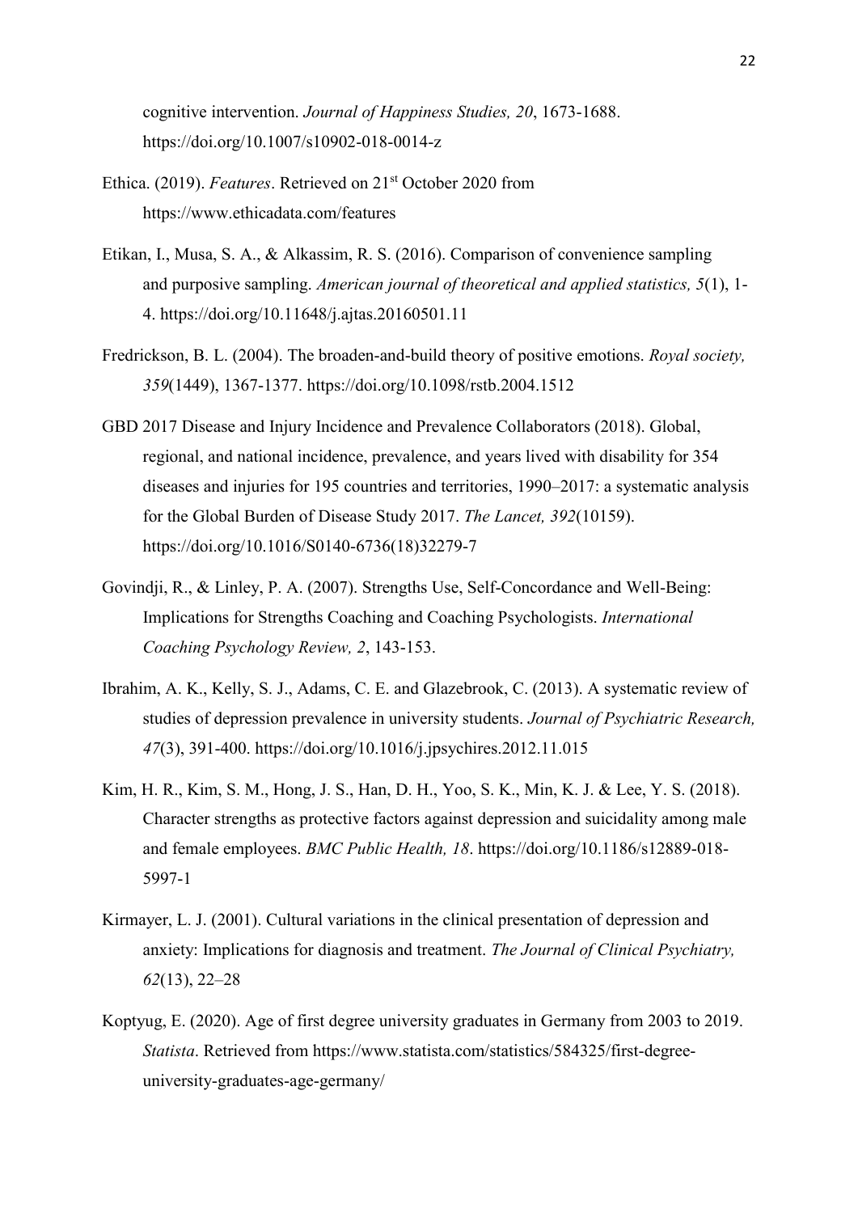cognitive intervention. *Journal of Happiness Studies, 20*, 1673-1688. https://doi.org/10.1007/s10902-018-0014-z

Ethica. (2019). *Features*. Retrieved on 21st October 2020 from https://www.ethicadata.com/features

Etikan, I., Musa, S. A., & Alkassim, R. S. (2016). Comparison of convenience sampling and purposive sampling. *American journal of theoretical and applied statistics, 5*(1), 1-4. https://doi.org/10.11648/j.ajtas.20160501.11

Fredrickson, B. L. (2004). The broaden-and-build theory of positive emotions. *Royal society, 359*(1449), 1367-1377. https://doi.org/10.1098/rstb.2004.1512

GBD 2017 Disease and Injury Incidence and Prevalence Collaborators (2018). Global, regional, and national incidence, prevalence, and years lived with disability for 354 diseases and injuries for 195 countries and territories, 1990–2017: a systematic analysis for the Global Burden of Disease Study 2017. *The Lancet, 392*(10159). https://doi.org/10.1016/S0140-6736(18)32279-7

Govindji, R., & Linley, P. A. (2007). Strengths Use, Self-Concordance and Well-Being: Implications for Strengths Coaching and Coaching Psychologists. *International Coaching Psychology Review, 2*, 143-153.

Ibrahim, A. K., Kelly, S. J., Adams, C. E. and Glazebrook, C. (2013). A systematic review of studies of depression prevalence in university students. *Journal of Psychiatric Research, 47*(3), 391-400. https://doi.org/10.1016/j.jpsychires.2012.11.015

Kim, H. R., Kim, S. M., Hong, J. S., Han, D. H., Yoo, S. K., Min, K. J. & Lee, Y. S. (2018). Character strengths as protective factors against depression and suicidality among male and female employees. *BMC Public Health, 18*. https://doi.org/10.1186/s12889-018-5997-1

Kirmayer, L. J. (2001). Cultural variations in the clinical presentation of depression and anxiety: Implications for diagnosis and treatment. *The Journal of Clinical Psychiatry, 62*(13), 22–28

Koptyug, E. (2020). Age of first degree university graduates in Germany from 2003 to 2019. *Statista*. Retrieved from https://www.statista.com/statistics/584325/first-degree-university-graduates-age-germany/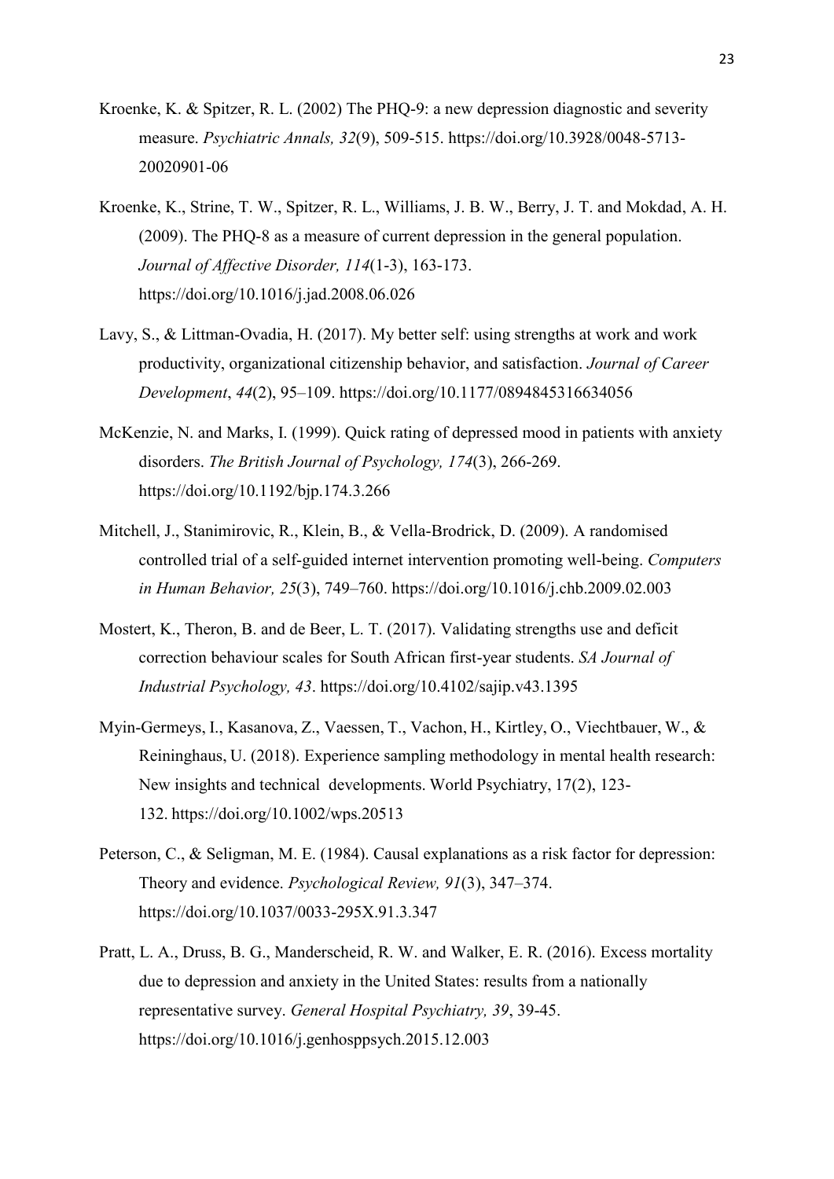Kroenke, K. & Spitzer, R. L. (2002) The PHQ-9: a new depression diagnostic and severity measure. *Psychiatric Annals, 32*(9), 509-515. https://doi.org/10.3928/0048-5713-20020901-06

Kroenke, K., Strine, T. W., Spitzer, R. L., Williams, J. B. W., Berry, J. T. and Mokdad, A. H. (2009). The PHQ-8 as a measure of current depression in the general population. *Journal of Affective Disorder, 114*(1-3), 163-173. https://doi.org/10.1016/j.jad.2008.06.026

Lavy, S., & Littman-Ovadia, H. (2017). My better self: using strengths at work and work productivity, organizational citizenship behavior, and satisfaction. *Journal of Career Development*, *44*(2), 95–109. https://doi.org/10.1177/0894845316634056

McKenzie, N. and Marks, I. (1999). Quick rating of depressed mood in patients with anxiety disorders. *The British Journal of Psychology, 174*(3), 266-269. https://doi.org/10.1192/bjp.174.3.266

Mitchell, J., Stanimirovic, R., Klein, B., & Vella-Brodrick, D. (2009). A randomised controlled trial of a self-guided internet intervention promoting well-being. *Computers in Human Behavior, 25*(3), 749–760. https://doi.org/10.1016/j.chb.2009.02.003

Mostert, K., Theron, B. and de Beer, L. T. (2017). Validating strengths use and deficit correction behaviour scales for South African first-year students. *SA Journal of Industrial Psychology, 43*. https://doi.org/10.4102/sajip.v43.1395

Myin-Germeys, I., Kasanova, Z., Vaessen, T., Vachon, H., Kirtley, O., Viechtbauer, W., & Reininghaus, U. (2018). Experience sampling methodology in mental health research: New insights and technical developments. World Psychiatry, 17(2), 123-132. https://doi.org/10.1002/wps.20513

Peterson, C., & Seligman, M. E. (1984). Causal explanations as a risk factor for depression: Theory and evidence. *Psychological Review, 91*(3), 347–374. https://doi.org/10.1037/0033-295X.91.3.347

Pratt, L. A., Druss, B. G., Manderscheid, R. W. and Walker, E. R. (2016). Excess mortality due to depression and anxiety in the United States: results from a nationally representative survey. *General Hospital Psychiatry, 39*, 39-45. https://doi.org/10.1016/j.genhosppsych.2015.12.003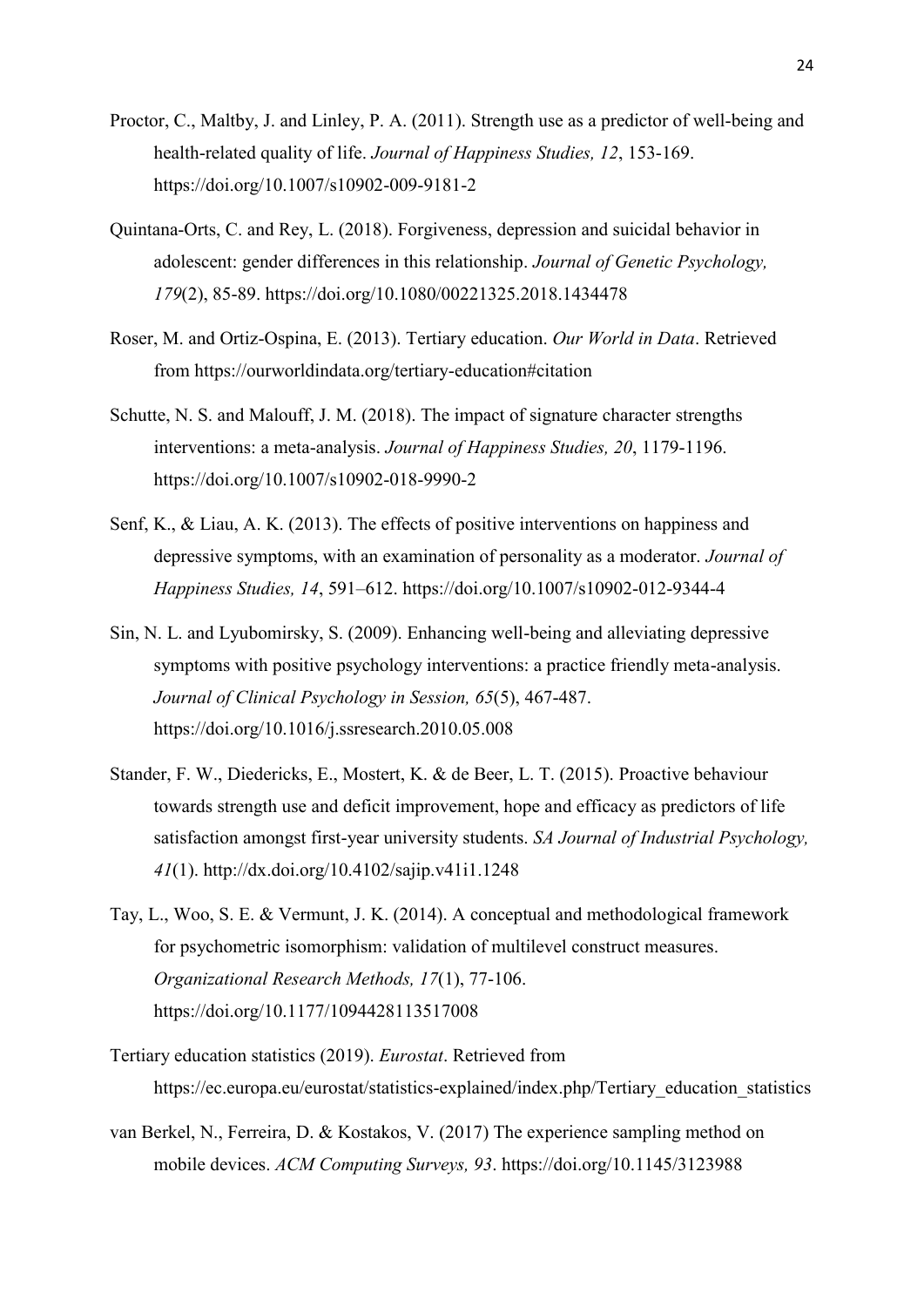Proctor, C., Maltby, J. and Linley, P. A. (2011). Strength use as a predictor of well-being and health-related quality of life. *Journal of Happiness Studies, 12*, 153-169. https://doi.org/10.1007/s10902-009-9181-2

Quintana-Orts, C. and Rey, L. (2018). Forgiveness, depression and suicidal behavior in adolescent: gender differences in this relationship. *Journal of Genetic Psychology, 179*(2), 85-89. https://doi.org/10.1080/00221325.2018.1434478

Roser, M. and Ortiz-Ospina, E. (2013). Tertiary education. *Our World in Data*. Retrieved from https://ourworldindata.org/tertiary-education#citation

Schutte, N. S. and Malouff, J. M. (2018). The impact of signature character strengths interventions: a meta-analysis. *Journal of Happiness Studies, 20*, 1179-1196. https://doi.org/10.1007/s10902-018-9990-2

Senf, K., & Liau, A. K. (2013). The effects of positive interventions on happiness and depressive symptoms, with an examination of personality as a moderator. *Journal of Happiness Studies, 14*, 591–612. https://doi.org/10.1007/s10902-012-9344-4

Sin, N. L. and Lyubomirsky, S. (2009). Enhancing well-being and alleviating depressive symptoms with positive psychology interventions: a practice friendly meta-analysis. *Journal of Clinical Psychology in Session, 65*(5), 467-487. https://doi.org/10.1016/j.ssresearch.2010.05.008

Stander, F. W., Diedericks, E., Mostert, K. & de Beer, L. T. (2015). Proactive behaviour towards strength use and deficit improvement, hope and efficacy as predictors of life satisfaction amongst first-year university students. *SA Journal of Industrial Psychology, 41*(1). http://dx.doi.org/10.4102/sajip.v41i1.1248

Tay, L., Woo, S. E. & Vermunt, J. K. (2014). A conceptual and methodological framework for psychometric isomorphism: validation of multilevel construct measures. *Organizational Research Methods, 17*(1), 77-106. https://doi.org/10.1177/1094428113517008

Tertiary education statistics (2019). *Eurostat*. Retrieved from https://ec.europa.eu/eurostat/statistics-explained/index.php/Tertiary_education_statistics

van Berkel, N., Ferreira, D. & Kostakos, V. (2017) The experience sampling method on mobile devices. *ACM Computing Surveys, 93*. https://doi.org/10.1145/3123988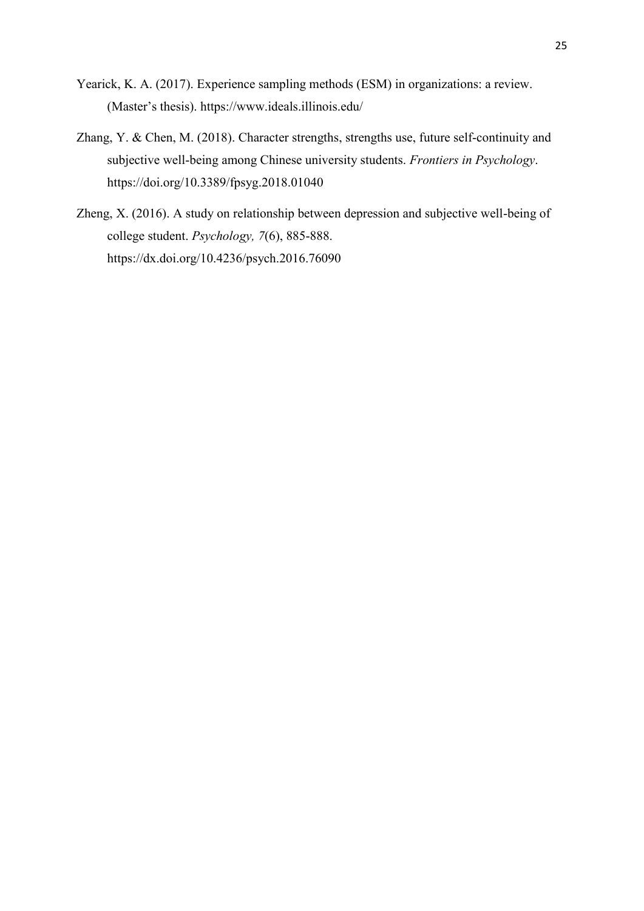Yearick, K. A. (2017). Experience sampling methods (ESM) in organizations: a review. (Master's thesis). https://www.ideals.illinois.edu/

Zhang, Y. & Chen, M. (2018). Character strengths, strengths use, future self-continuity and subjective well-being among Chinese university students. *Frontiers in Psychology*. https://doi.org/10.3389/fpsyg.2018.01040

Zheng, X. (2016). A study on relationship between depression and subjective well-being of college student. *Psychology, 7*(6), 885-888. https://dx.doi.org/10.4236/psych.2016.76090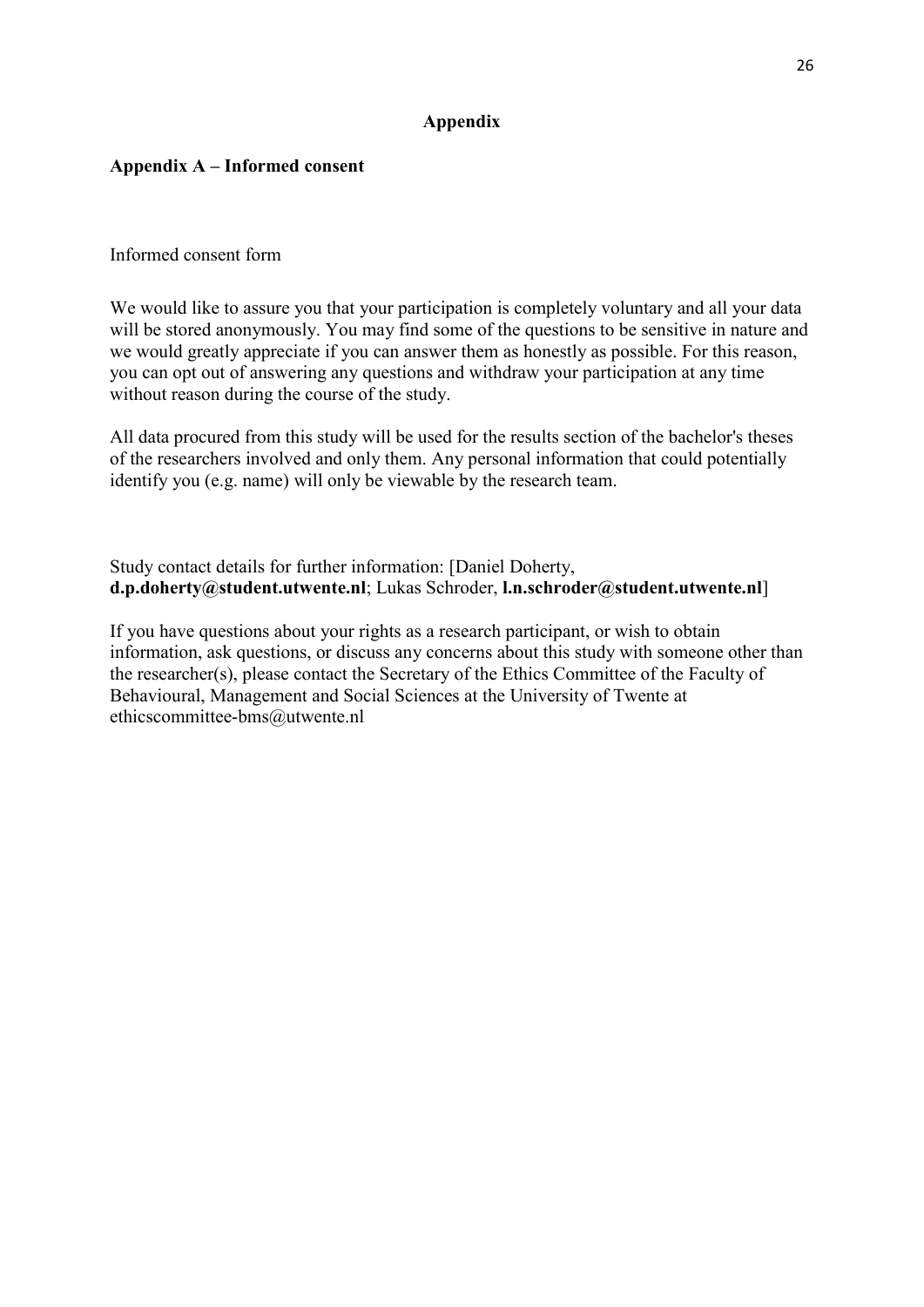# Appendix

## Appendix A – Informed consent

Informed consent form

We would like to assure you that your participation is completely voluntary and all your data will be stored anonymously. You may find some of the questions to be sensitive in nature and we would greatly appreciate if you can answer them as honestly as possible. For this reason, you can opt out of answering any questions and withdraw your participation at any time without reason during the course of the study.

All data procured from this study will be used for the results section of the bachelor's theses of the researchers involved and only them. Any personal information that could potentially identify you (e.g. name) will only be viewable by the research team.

Study contact details for further information: [Daniel Doherty, **d.p.doherty@student.utwente.nl**; Lukas Schroder, **l.n.schroder@student.utwente.nl**]

If you have questions about your rights as a research participant, or wish to obtain information, ask questions, or discuss any concerns about this study with someone other than the researcher(s), please contact the Secretary of the Ethics Committee of the Faculty of Behavioural, Management and Social Sciences at the University of Twente at ethicscommittee-bms@utwente.nl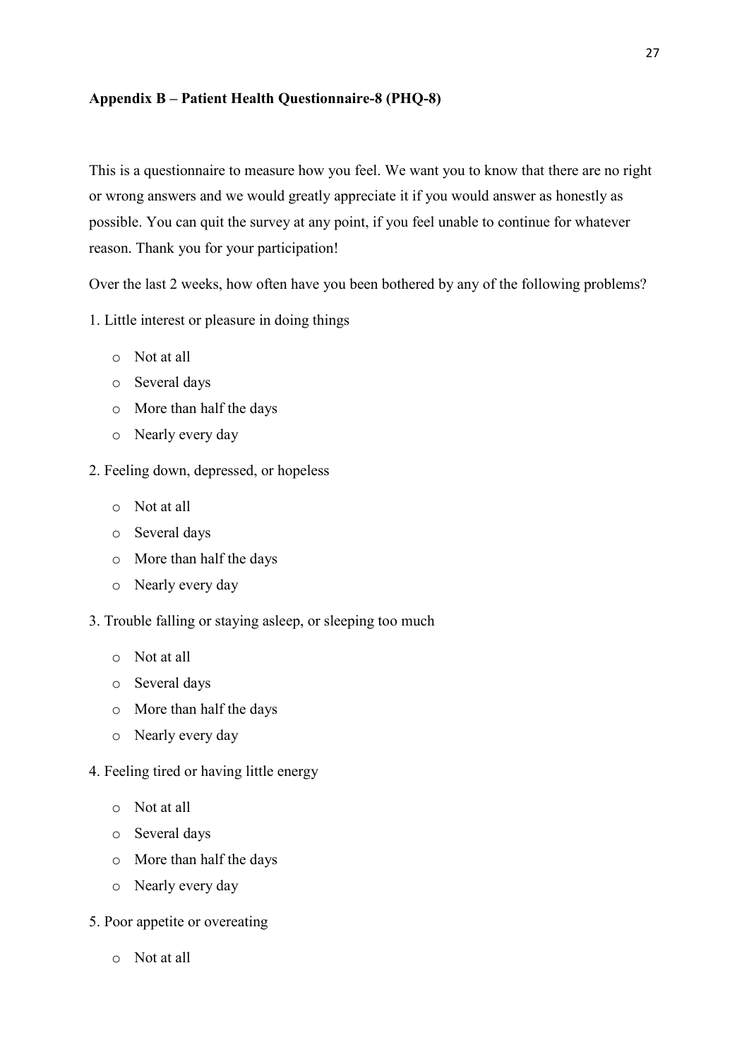**Appendix B – Patient Health Questionnaire-8 (PHQ-8)**

This is a questionnaire to measure how you feel. We want you to know that there are no right or wrong answers and we would greatly appreciate it if you would answer as honestly as possible. You can quit the survey at any point, if you feel unable to continue for whatever reason. Thank you for your participation!

Over the last 2 weeks, how often have you been bothered by any of the following problems?

1. Little interest or pleasure in doing things

   - Not at all
   - Several days
   - More than half the days
   - Nearly every day

2. Feeling down, depressed, or hopeless

   - Not at all
   - Several days
   - More than half the days
   - Nearly every day

3. Trouble falling or staying asleep, or sleeping too much

   - Not at all
   - Several days
   - More than half the days
   - Nearly every day

4. Feeling tired or having little energy

   - Not at all
   - Several days
   - More than half the days
   - Nearly every day

5. Poor appetite or overeating

   - Not at all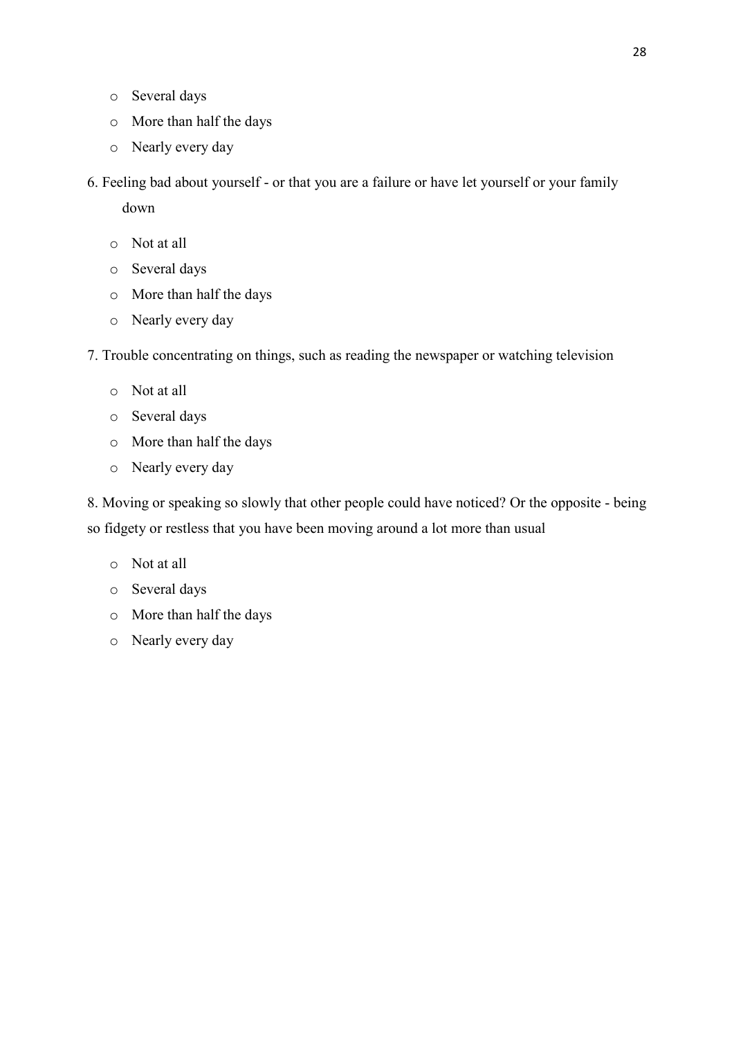- Several days
- More than half the days
- Nearly every day

6. Feeling bad about yourself - or that you are a failure or have let yourself or your family down

- Not at all
- Several days
- More than half the days
- Nearly every day

7. Trouble concentrating on things, such as reading the newspaper or watching television

- Not at all
- Several days
- More than half the days
- Nearly every day

8. Moving or speaking so slowly that other people could have noticed? Or the opposite - being so fidgety or restless that you have been moving around a lot more than usual

- Not at all
- Several days
- More than half the days
- Nearly every day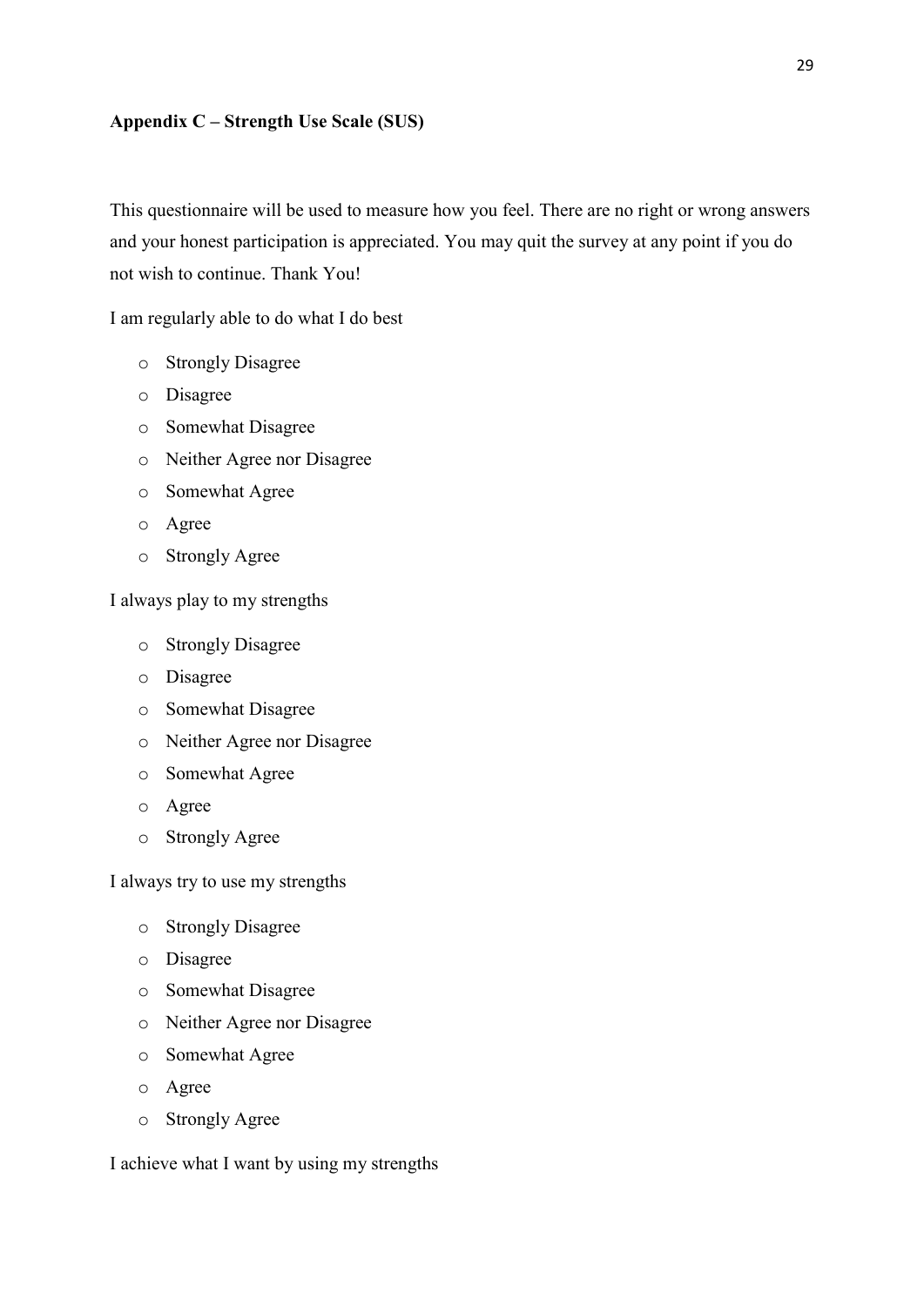**Appendix C – Strength Use Scale (SUS)**

This questionnaire will be used to measure how you feel. There are no right or wrong answers and your honest participation is appreciated. You may quit the survey at any point if you do not wish to continue. Thank You!

I am regularly able to do what I do best

- Strongly Disagree
- Disagree
- Somewhat Disagree
- Neither Agree nor Disagree
- Somewhat Agree
- Agree
- Strongly Agree

I always play to my strengths

- Strongly Disagree
- Disagree
- Somewhat Disagree
- Neither Agree nor Disagree
- Somewhat Agree
- Agree
- Strongly Agree

I always try to use my strengths

- Strongly Disagree
- Disagree
- Somewhat Disagree
- Neither Agree nor Disagree
- Somewhat Agree
- Agree
- Strongly Agree

I achieve what I want by using my strengths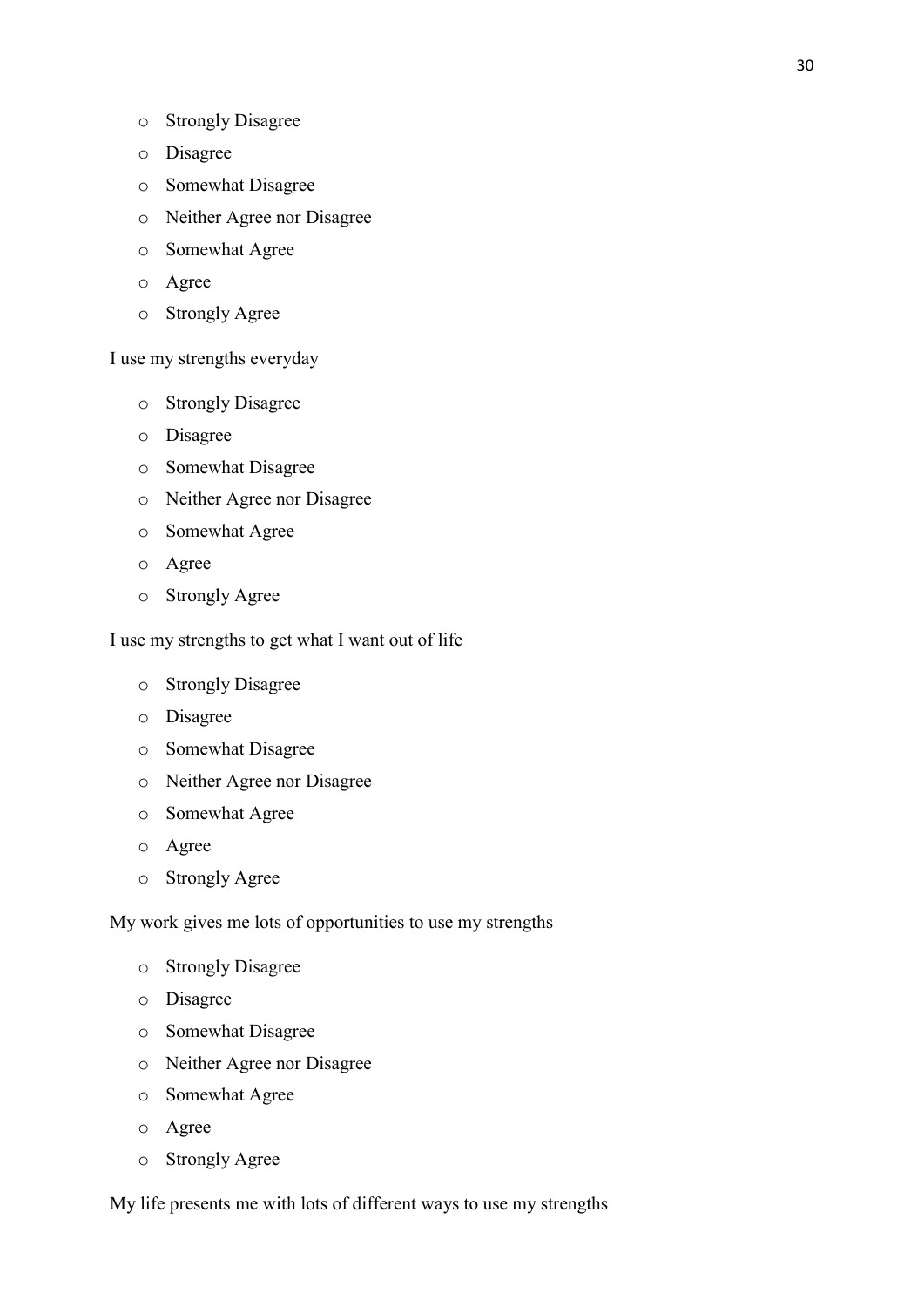- Strongly Disagree
- Disagree
- Somewhat Disagree
- Neither Agree nor Disagree
- Somewhat Agree
- Agree
- Strongly Agree

I use my strengths everyday

- Strongly Disagree
- Disagree
- Somewhat Disagree
- Neither Agree nor Disagree
- Somewhat Agree
- Agree
- Strongly Agree

I use my strengths to get what I want out of life

- Strongly Disagree
- Disagree
- Somewhat Disagree
- Neither Agree nor Disagree
- Somewhat Agree
- Agree
- Strongly Agree

My work gives me lots of opportunities to use my strengths

- Strongly Disagree
- Disagree
- Somewhat Disagree
- Neither Agree nor Disagree
- Somewhat Agree
- Agree
- Strongly Agree

My life presents me with lots of different ways to use my strengths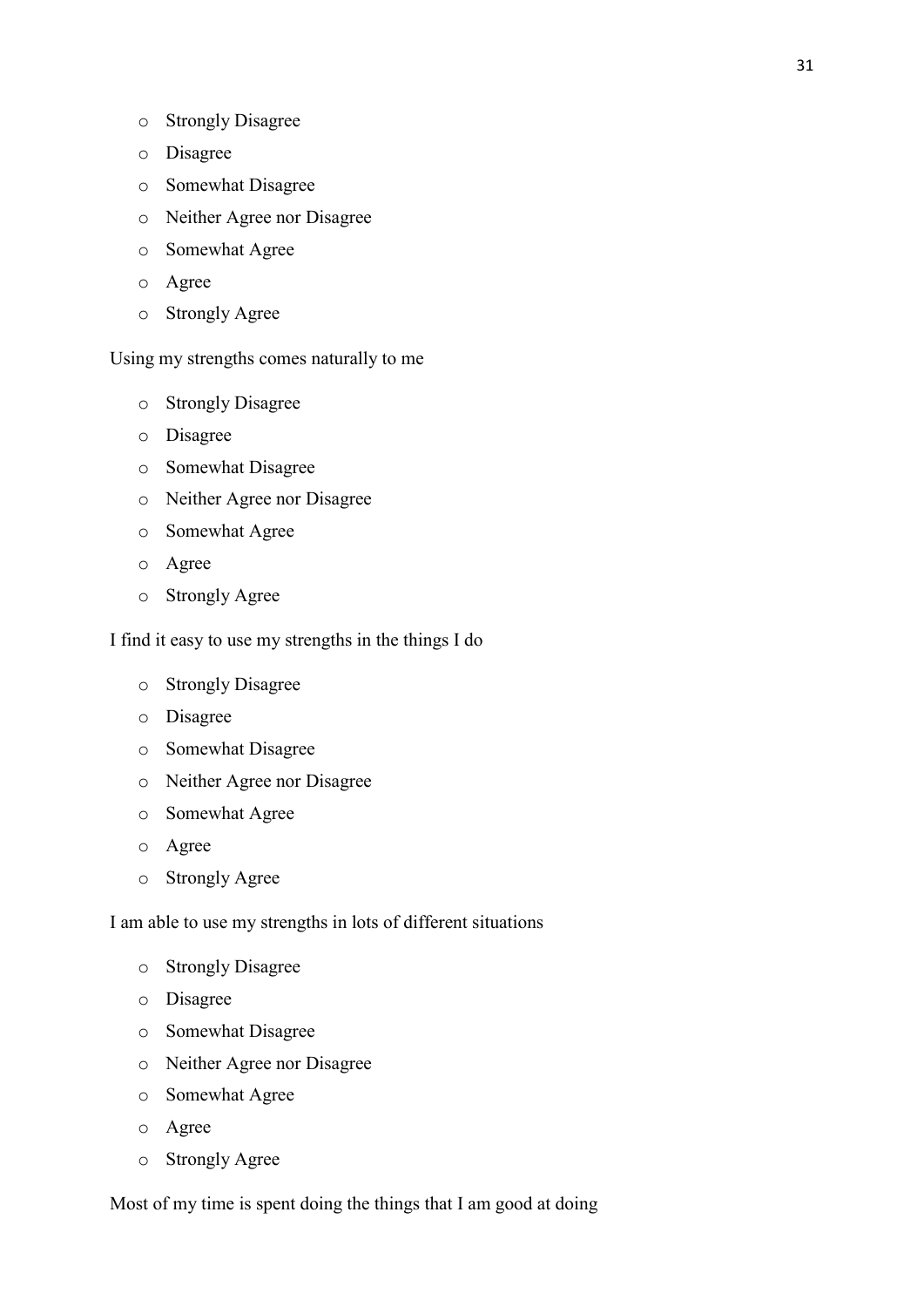- Strongly Disagree
- Disagree
- Somewhat Disagree
- Neither Agree nor Disagree
- Somewhat Agree
- Agree
- Strongly Agree

Using my strengths comes naturally to me

- Strongly Disagree
- Disagree
- Somewhat Disagree
- Neither Agree nor Disagree
- Somewhat Agree
- Agree
- Strongly Agree

I find it easy to use my strengths in the things I do

- Strongly Disagree
- Disagree
- Somewhat Disagree
- Neither Agree nor Disagree
- Somewhat Agree
- Agree
- Strongly Agree

I am able to use my strengths in lots of different situations

- Strongly Disagree
- Disagree
- Somewhat Disagree
- Neither Agree nor Disagree
- Somewhat Agree
- Agree
- Strongly Agree

Most of my time is spent doing the things that I am good at doing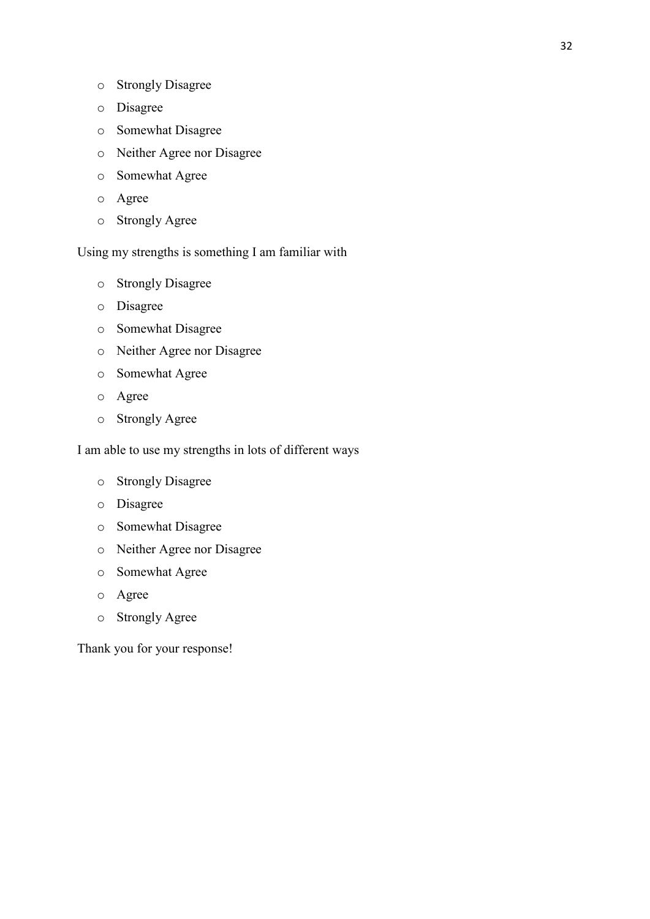- Strongly Disagree
- Disagree
- Somewhat Disagree
- Neither Agree nor Disagree
- Somewhat Agree
- Agree
- Strongly Agree

Using my strengths is something I am familiar with

- Strongly Disagree
- Disagree
- Somewhat Disagree
- Neither Agree nor Disagree
- Somewhat Agree
- Agree
- Strongly Agree

I am able to use my strengths in lots of different ways

- Strongly Disagree
- Disagree
- Somewhat Disagree
- Neither Agree nor Disagree
- Somewhat Agree
- Agree
- Strongly Agree

Thank you for your response!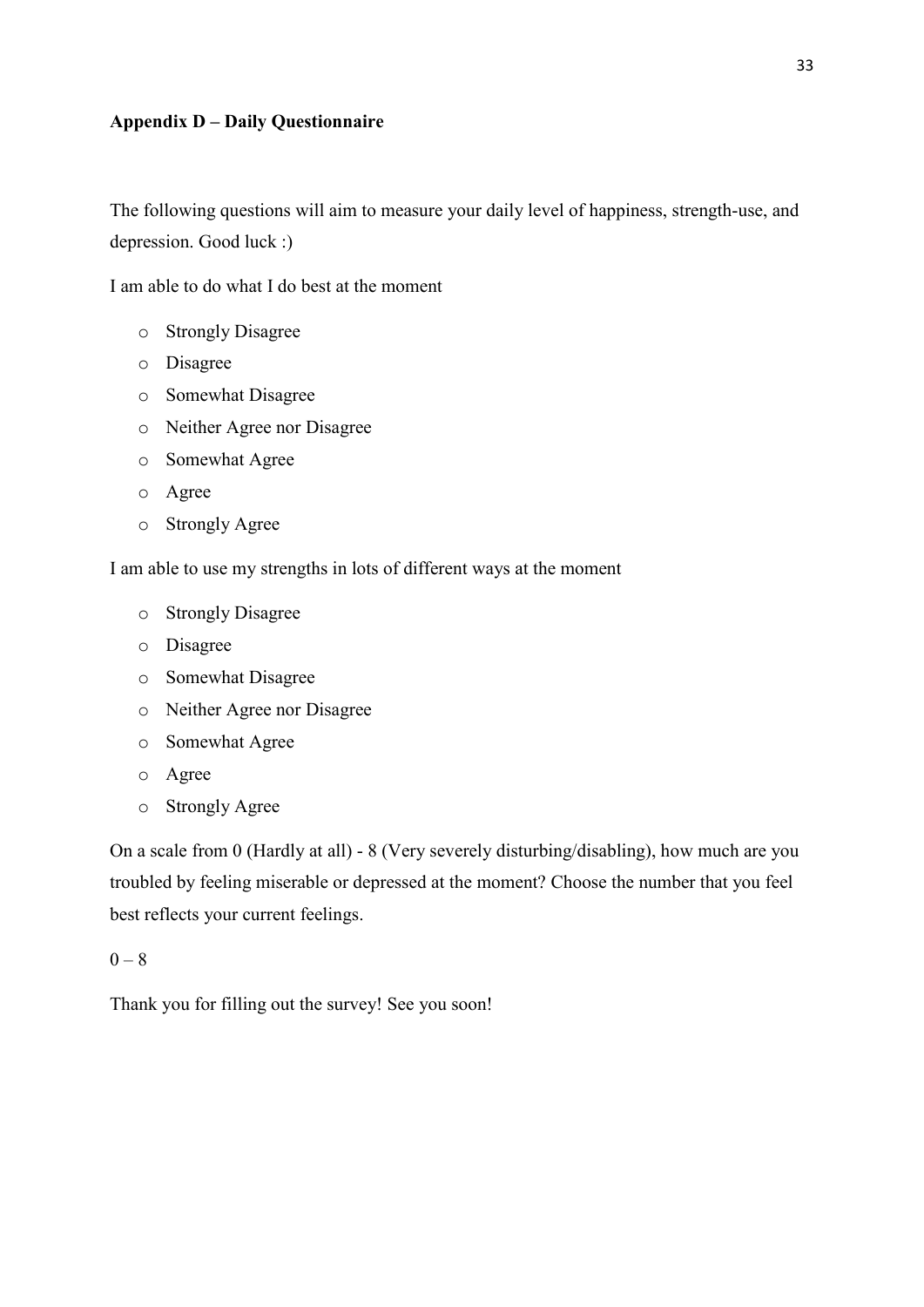**Appendix D – Daily Questionnaire**

The following questions will aim to measure your daily level of happiness, strength-use, and depression. Good luck :)

I am able to do what I do best at the moment

- Strongly Disagree
- Disagree
- Somewhat Disagree
- Neither Agree nor Disagree
- Somewhat Agree
- Agree
- Strongly Agree

I am able to use my strengths in lots of different ways at the moment

- Strongly Disagree
- Disagree
- Somewhat Disagree
- Neither Agree nor Disagree
- Somewhat Agree
- Agree
- Strongly Agree

On a scale from 0 (Hardly at all) - 8 (Very severely disturbing/disabling), how much are you troubled by feeling miserable or depressed at the moment? Choose the number that you feel best reflects your current feelings.

0 – 8

Thank you for filling out the survey! See you soon!